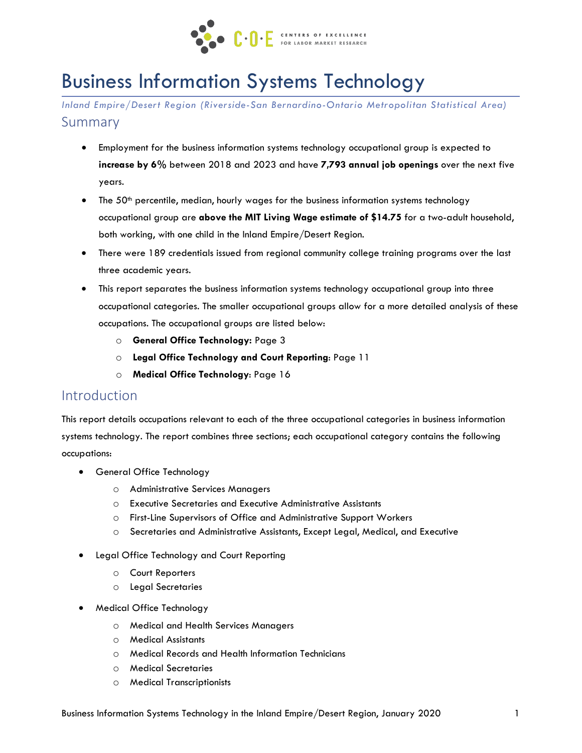# Business Information Systems Technology

*Inland Empire/Desert Region (Riverside-San Bernardino-Ontario Metropolitan Statistical Area)*

## Summary

- Employment for the business information systems technology occupational group is expected to **increase by 6%** between 2018 and 2023 and have **7,793 annual job openings** over the next five years.
- The 50th percentile, median, hourly wages for the business information systems technology occupational group are **above the MIT Living Wage estimate of $14.75** for a two-adult household, both working, with one child in the Inland Empire/Desert Region.
- There were 189 credentials issued from regional community college training programs over the last three academic years.
- This report separates the business information systems technology occupational group into three occupational categories. The smaller occupational groups allow for a more detailed analysis of these occupations. The occupational groups are listed below:
  - **General Office Technology:** Page 3
  - **Legal Office Technology and Court Reporting**: Page 11
  - **Medical Office Technology**: Page 16

## Introduction

This report details occupations relevant to each of the three occupational categories in business information systems technology. The report combines three sections; each occupational category contains the following occupations:

- General Office Technology
  - Administrative Services Managers
  - Executive Secretaries and Executive Administrative Assistants
  - First-Line Supervisors of Office and Administrative Support Workers
  - Secretaries and Administrative Assistants, Except Legal, Medical, and Executive
- Legal Office Technology and Court Reporting
  - Court Reporters
  - Legal Secretaries
- Medical Office Technology
  - Medical and Health Services Managers
  - Medical Assistants
  - Medical Records and Health Information Technicians
  - Medical Secretaries
  - Medical Transcriptionists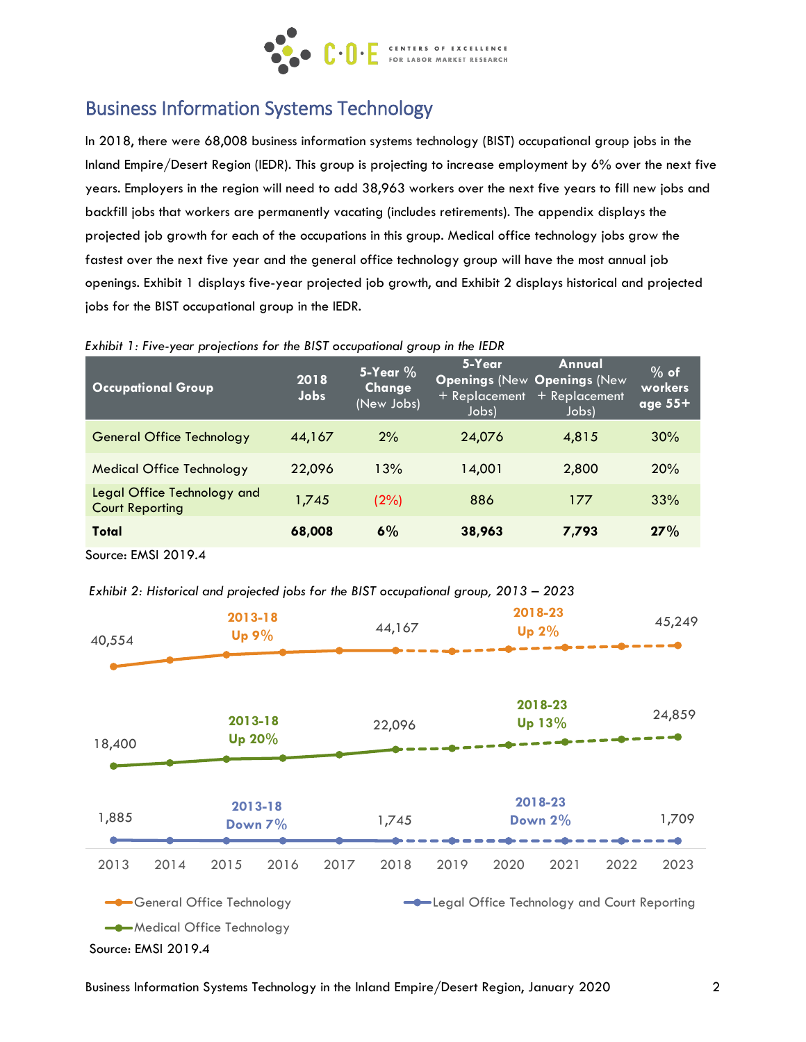## Business Information Systems Technology

In 2018, there were 68,008 business information systems technology (BIST) occupational group jobs in the Inland Empire/Desert Region (IEDR). This group is projecting to increase employment by 6% over the next five years. Employers in the region will need to add 38,963 workers over the next five years to fill new jobs and backfill jobs that workers are permanently vacating (includes retirements). The appendix displays the projected job growth for each of the occupations in this group. Medical office technology jobs grow the fastest over the next five year and the general office technology group will have the most annual job openings. Exhibit 1 displays five-year projected job growth, and Exhibit 2 displays historical and projected jobs for the BIST occupational group in the IEDR.

*Exhibit 1: Five-year projections for the BIST occupational group in the IEDR*

| Occupational Group | 2018 Jobs | 5-Year % Change (New Jobs) | 5-Year Openings (New + Replacement Jobs) | Annual Openings (New + Replacement Jobs) | % of workers age 55+ |
|---|---|---|---|---|---|
| General Office Technology | 44,167 | 2% | 24,076 | 4,815 | 30% |
| Medical Office Technology | 22,096 | 13% | 14,001 | 2,800 | 20% |
| Legal Office Technology and Court Reporting | 1,745 | (2%) | 886 | 177 | 33% |
| **Total** | **68,008** | **6%** | **38,963** | **7,793** | **27%** |

Source: EMSI 2019.4

*Exhibit 2: Historical and projected jobs for the BIST occupational group, 2013 – 2023*

| Occupational Group | 2013 | 2013-18 | 2018 | 2018-23 | 2023 |
|---|---|---|---|---|---|
| General Office Technology | 40,554 | Up 9% | 44,167 | Up 2% | 45,249 |
| Medical Office Technology | 18,400 | Up 20% | 22,096 | Up 13% | 24,859 |
| Legal Office Technology and Court Reporting | 1,885 | Down 7% | 1,745 | Down 2% | 1,709 |

Source: EMSI 2019.4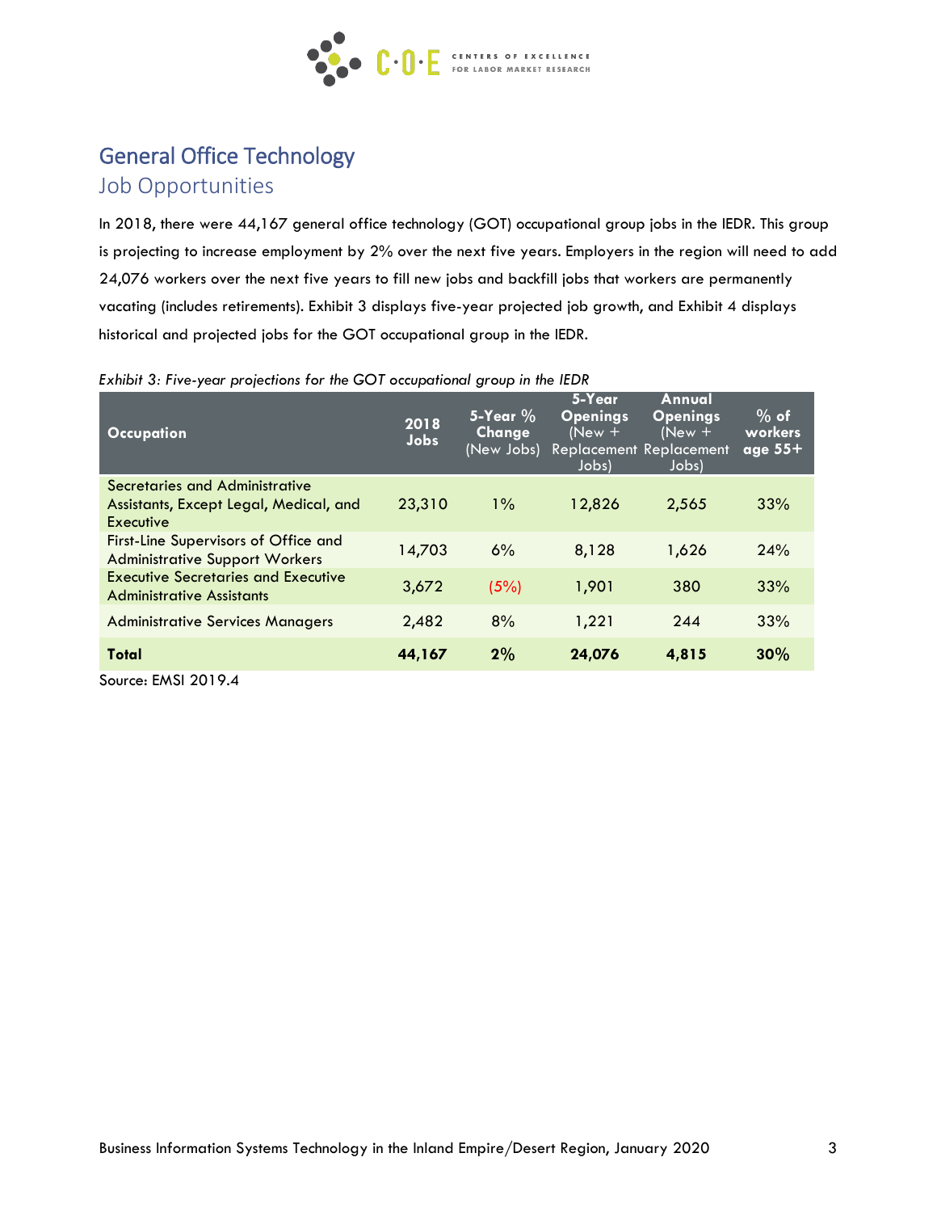## General Office Technology

### Job Opportunities

In 2018, there were 44,167 general office technology (GOT) occupational group jobs in the IEDR. This group is projecting to increase employment by 2% over the next five years. Employers in the region will need to add 24,076 workers over the next five years to fill new jobs and backfill jobs that workers are permanently vacating (includes retirements). Exhibit 3 displays five-year projected job growth, and Exhibit 4 displays historical and projected jobs for the GOT occupational group in the IEDR.

*Exhibit 3: Five-year projections for the GOT occupational group in the IEDR*

| Occupation | 2018 Jobs | 5-Year % Change (New Jobs) | 5-Year Openings (New + Replacement Jobs) | Annual Openings (New + Replacement Jobs) | % of workers age 55+ |
|---|---|---|---|---|---|
| Secretaries and Administrative Assistants, Except Legal, Medical, and Executive | 23,310 | 1% | 12,826 | 2,565 | 33% |
| First-Line Supervisors of Office and Administrative Support Workers | 14,703 | 6% | 8,128 | 1,626 | 24% |
| Executive Secretaries and Executive Administrative Assistants | 3,672 | (5%) | 1,901 | 380 | 33% |
| Administrative Services Managers | 2,482 | 8% | 1,221 | 244 | 33% |
| **Total** | **44,167** | **2%** | **24,076** | **4,815** | **30%** |

Source: EMSI 2019.4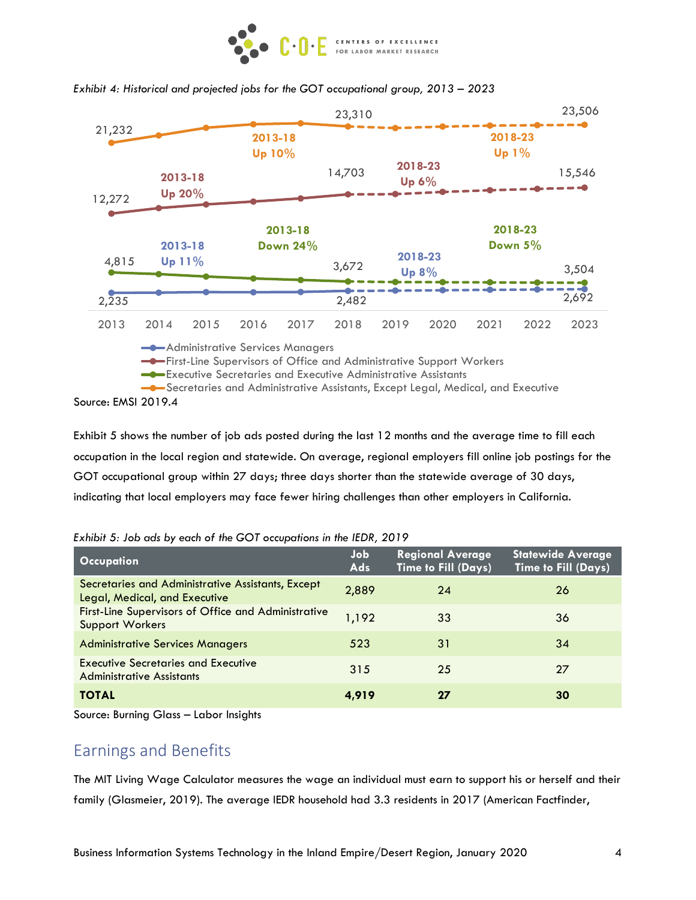*Exhibit 4: Historical and projected jobs for the GOT occupational group, 2013 – 2023*

| Occupation | 2013 | 2018 | 2023 | 2013-18 | 2018-23 |
|---|---|---|---|---|---|
| Administrative Services Managers | 2,235 | 2,482 | 2,692 | Up 11% | Up 8% |
| First-Line Supervisors of Office and Administrative Support Workers | 12,272 | 14,703 | 15,546 | Up 20% | Up 6% |
| Executive Secretaries and Executive Administrative Assistants | 4,815 | 3,672 | 3,504 | Down 24% | Down 5% |
| Secretaries and Administrative Assistants, Except Legal, Medical, and Executive | 21,232 | 23,310 | 23,506 | Up 10% | Up 1% |

Source: EMSI 2019.4

Exhibit 5 shows the number of job ads posted during the last 12 months and the average time to fill each occupation in the local region and statewide. On average, regional employers fill online job postings for the GOT occupational group within 27 days; three days shorter than the statewide average of 30 days, indicating that local employers may face fewer hiring challenges than other employers in California.

*Exhibit 5: Job ads by each of the GOT occupations in the IEDR, 2019*

| Occupation | Job Ads | Regional Average Time to Fill (Days) | Statewide Average Time to Fill (Days) |
|---|---|---|---|
| Secretaries and Administrative Assistants, Except Legal, Medical, and Executive | 2,889 | 24 | 26 |
| First-Line Supervisors of Office and Administrative Support Workers | 1,192 | 33 | 36 |
| Administrative Services Managers | 523 | 31 | 34 |
| Executive Secretaries and Executive Administrative Assistants | 315 | 25 | 27 |
| **TOTAL** | **4,919** | **27** | **30** |

Source: Burning Glass – Labor Insights

## Earnings and Benefits

The MIT Living Wage Calculator measures the wage an individual must earn to support his or herself and their family (Glasmeier, 2019). The average IEDR household had 3.3 residents in 2017 (American Factfinder,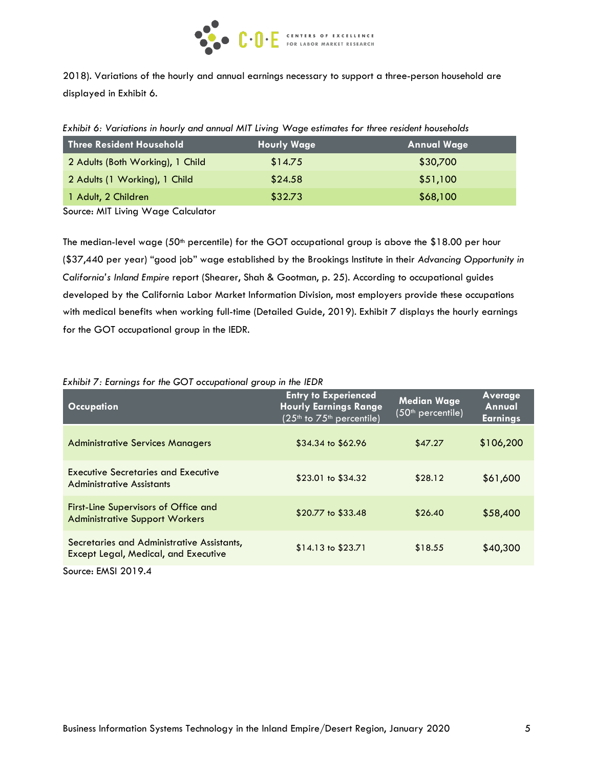2018). Variations of the hourly and annual earnings necessary to support a three-person household are displayed in Exhibit 6.

*Exhibit 6: Variations in hourly and annual MIT Living Wage estimates for three resident households*

| Three Resident Household | Hourly Wage | Annual Wage |
|---|---|---|
| 2 Adults (Both Working), 1 Child | $14.75 | $30,700 |
| 2 Adults (1 Working), 1 Child | $24.58 | $51,100 |
| 1 Adult, 2 Children | $32.73 | $68,100 |

Source: MIT Living Wage Calculator

The median-level wage (50th percentile) for the GOT occupational group is above the $18.00 per hour ($37,440 per year) "good job" wage established by the Brookings Institute in their *Advancing Opportunity in California's Inland Empire* report (Shearer, Shah & Gootman, p. 25). According to occupational guides developed by the California Labor Market Information Division, most employers provide these occupations with medical benefits when working full-time (Detailed Guide, 2019). Exhibit 7 displays the hourly earnings for the GOT occupational group in the IEDR.

*Exhibit 7: Earnings for the GOT occupational group in the IEDR*

| Occupation | Entry to Experienced Hourly Earnings Range (25th to 75th percentile) | Median Wage (50th percentile) | Average Annual Earnings |
|---|---|---|---|
| Administrative Services Managers | $34.34 to $62.96 | $47.27 | $106,200 |
| Executive Secretaries and Executive Administrative Assistants | $23.01 to $34.32 | $28.12 | $61,600 |
| First-Line Supervisors of Office and Administrative Support Workers | $20.77 to $33.48 | $26.40 | $58,400 |
| Secretaries and Administrative Assistants, Except Legal, Medical, and Executive | $14.13 to $23.71 | $18.55 | $40,300 |

Source: EMSI 2019.4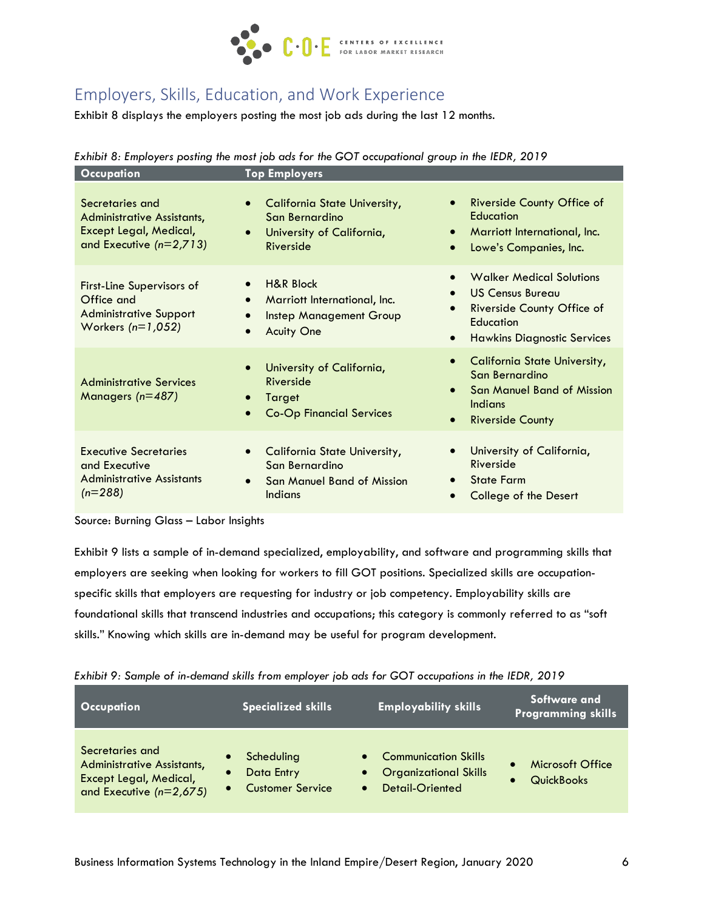## Employers, Skills, Education, and Work Experience

Exhibit 8 displays the employers posting the most job ads during the last 12 months.

*Exhibit 8: Employers posting the most job ads for the GOT occupational group in the IEDR, 2019*

| Occupation | Top Employers | |
|---|---|---|
| Secretaries and Administrative Assistants, Except Legal, Medical, and Executive *(n=2,713)* | • California State University, San Bernardino<br>• University of California, Riverside | • Riverside County Office of Education<br>• Marriott International, Inc.<br>• Lowe's Companies, Inc. |
| First-Line Supervisors of Office and Administrative Support Workers *(n=1,052)* | • H&R Block<br>• Marriott International, Inc.<br>• Instep Management Group<br>• Acuity One | • Walker Medical Solutions<br>• US Census Bureau<br>• Riverside County Office of Education<br>• Hawkins Diagnostic Services |
| Administrative Services Managers *(n=487)* | • University of California, Riverside<br>• Target<br>• Co-Op Financial Services | • California State University, San Bernardino<br>• San Manuel Band of Mission Indians<br>• Riverside County |
| Executive Secretaries and Executive Administrative Assistants *(n=288)* | • California State University, San Bernardino<br>• San Manuel Band of Mission Indians | • University of California, Riverside<br>• State Farm<br>• College of the Desert |

Source: Burning Glass – Labor Insights

Exhibit 9 lists a sample of in-demand specialized, employability, and software and programming skills that employers are seeking when looking for workers to fill GOT positions. Specialized skills are occupation-specific skills that employers are requesting for industry or job competency. Employability skills are foundational skills that transcend industries and occupations; this category is commonly referred to as "soft skills." Knowing which skills are in-demand may be useful for program development.

*Exhibit 9: Sample of in-demand skills from employer job ads for GOT occupations in the IEDR, 2019*

| Occupation | Specialized skills | Employability skills | Software and Programming skills |
|---|---|---|---|
| Secretaries and Administrative Assistants, Except Legal, Medical, and Executive *(n=2,675)* | • Scheduling<br>• Data Entry<br>• Customer Service | • Communication Skills<br>• Organizational Skills<br>• Detail-Oriented | • Microsoft Office<br>• QuickBooks |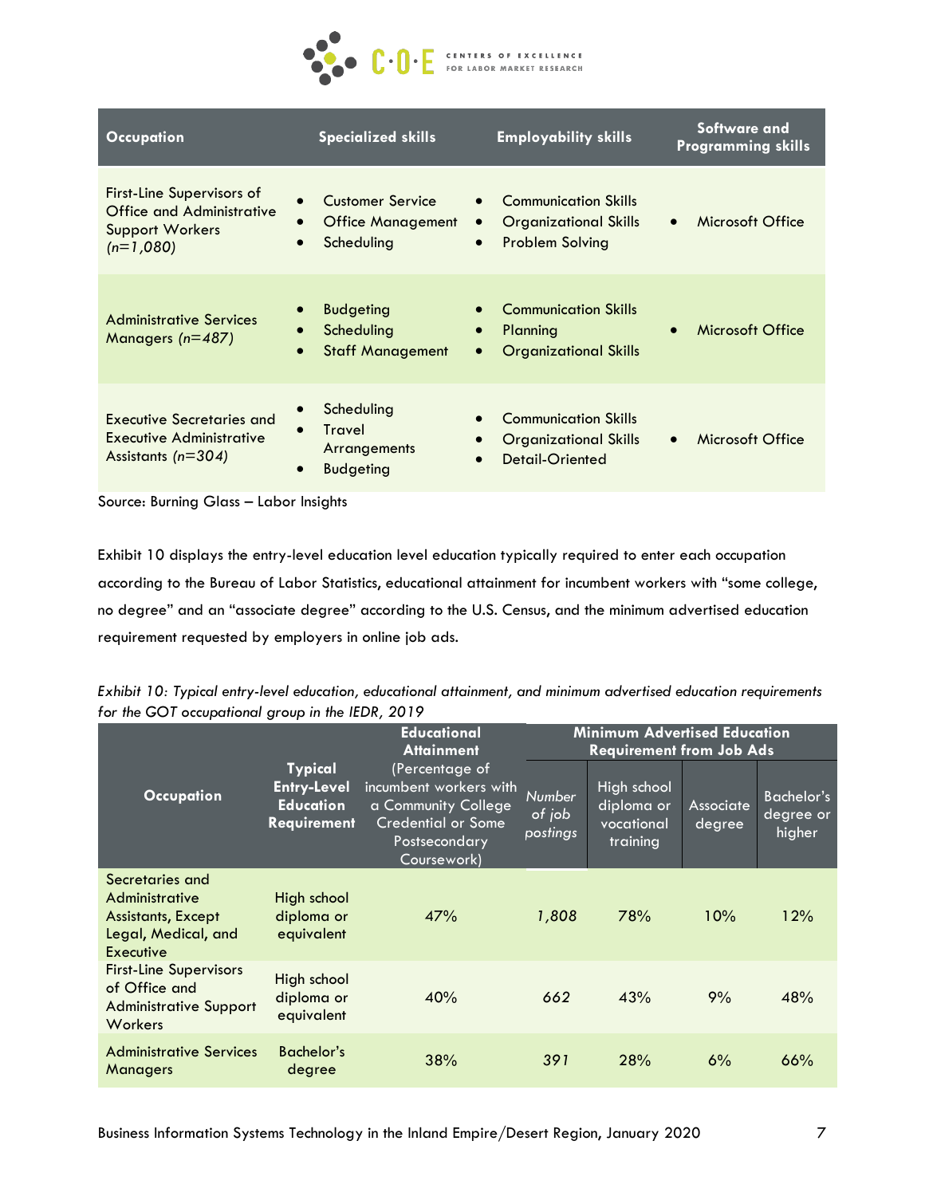| Occupation | Specialized skills | Employability skills | Software and Programming skills |
|---|---|---|---|
| First-Line Supervisors of Office and Administrative Support Workers *(n=1,080)* | • Customer Service<br>• Office Management<br>• Scheduling | • Communication Skills<br>• Organizational Skills<br>• Problem Solving | • Microsoft Office |
| Administrative Services Managers *(n=487)* | • Budgeting<br>• Scheduling<br>• Staff Management | • Communication Skills<br>• Planning<br>• Organizational Skills | • Microsoft Office |
| Executive Secretaries and Executive Administrative Assistants *(n=304)* | • Scheduling<br>• Travel Arrangements<br>• Budgeting | • Communication Skills<br>• Organizational Skills<br>• Detail-Oriented | • Microsoft Office |

Source: Burning Glass – Labor Insights

Exhibit 10 displays the entry-level education level education typically required to enter each occupation according to the Bureau of Labor Statistics, educational attainment for incumbent workers with "some college, no degree" and an "associate degree" according to the U.S. Census, and the minimum advertised education requirement requested by employers in online job ads.

*Exhibit 10: Typical entry-level education, educational attainment, and minimum advertised education requirements for the GOT occupational group in the IEDR, 2019*

| Occupation | Typical Entry-Level Education Requirement | Educational Attainment (Percentage of incumbent workers with a Community College Credential or Some Postsecondary Coursework) | Minimum Advertised Education Requirement from Job Ads | | | |
|---|---|---|---|---|---|---|
| | | | *Number of job postings* | High school diploma or vocational training | Associate degree | Bachelor's degree or higher |
| Secretaries and Administrative Assistants, Except Legal, Medical, and Executive | High school diploma or equivalent | 47% | *1,808* | 78% | 10% | 12% |
| First-Line Supervisors of Office and Administrative Support Workers | High school diploma or equivalent | 40% | *662* | 43% | 9% | 48% |
| Administrative Services Managers | Bachelor's degree | 38% | *391* | 28% | 6% | 66% |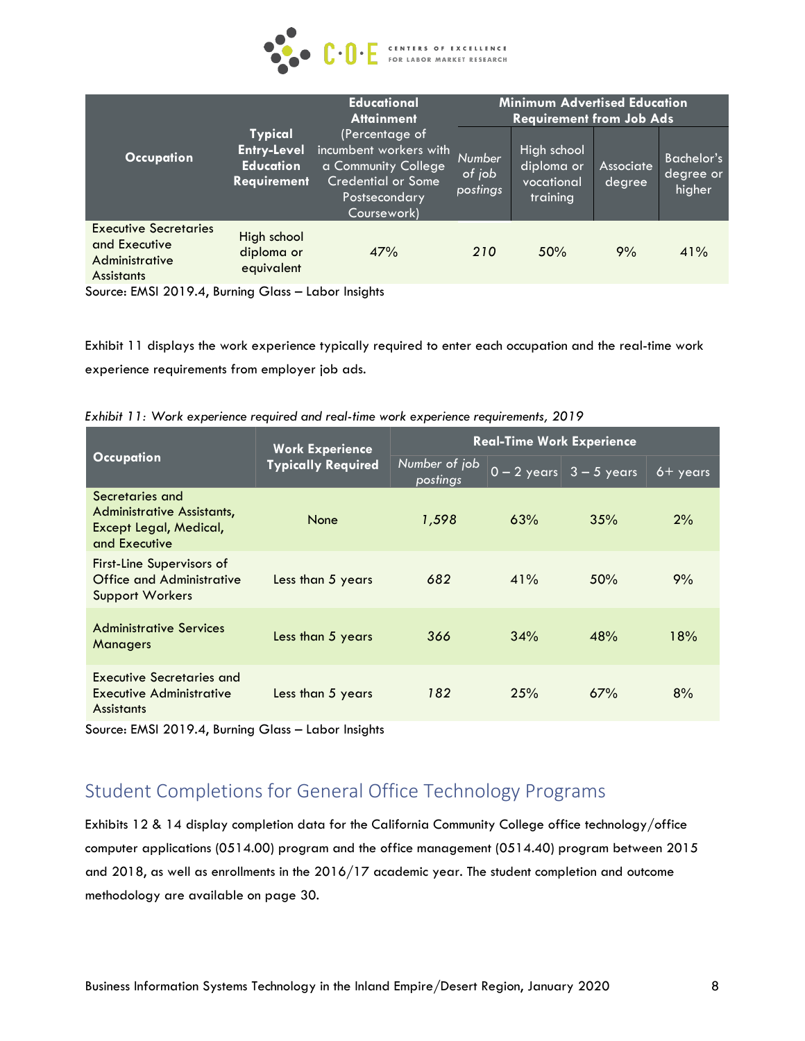| Occupation | Typical Entry-Level Education Requirement | Educational Attainment (Percentage of incumbent workers with a Community College Credential or Some Postsecondary Coursework) | Minimum Advertised Education Requirement from Job Ads | | | |
|---|---|---|---|---|---|---|
| | | | *Number of job postings* | High school diploma or vocational training | Associate degree | Bachelor's degree or higher |
| Executive Secretaries and Executive Administrative Assistants | High school diploma or equivalent | 47% | *210* | 50% | 9% | 41% |

Source: EMSI 2019.4, Burning Glass – Labor Insights

Exhibit 11 displays the work experience typically required to enter each occupation and the real-time work experience requirements from employer job ads.

*Exhibit 11: Work experience required and real-time work experience requirements, 2019*

| Occupation | Work Experience Typically Required | Real-Time Work Experience | | | |
|---|---|---|---|---|---|
| | | *Number of job postings* | 0 – 2 years | 3 – 5 years | 6+ years |
| Secretaries and Administrative Assistants, Except Legal, Medical, and Executive | None | *1,598* | 63% | 35% | 2% |
| First-Line Supervisors of Office and Administrative Support Workers | Less than 5 years | *682* | 41% | 50% | 9% |
| Administrative Services Managers | Less than 5 years | *366* | 34% | 48% | 18% |
| Executive Secretaries and Executive Administrative Assistants | Less than 5 years | *182* | 25% | 67% | 8% |

Source: EMSI 2019.4, Burning Glass – Labor Insights

## Student Completions for General Office Technology Programs

Exhibits 12 & 14 display completion data for the California Community College office technology/office computer applications (0514.00) program and the office management (0514.40) program between 2015 and 2018, as well as enrollments in the 2016/17 academic year. The student completion and outcome methodology are available on page 30.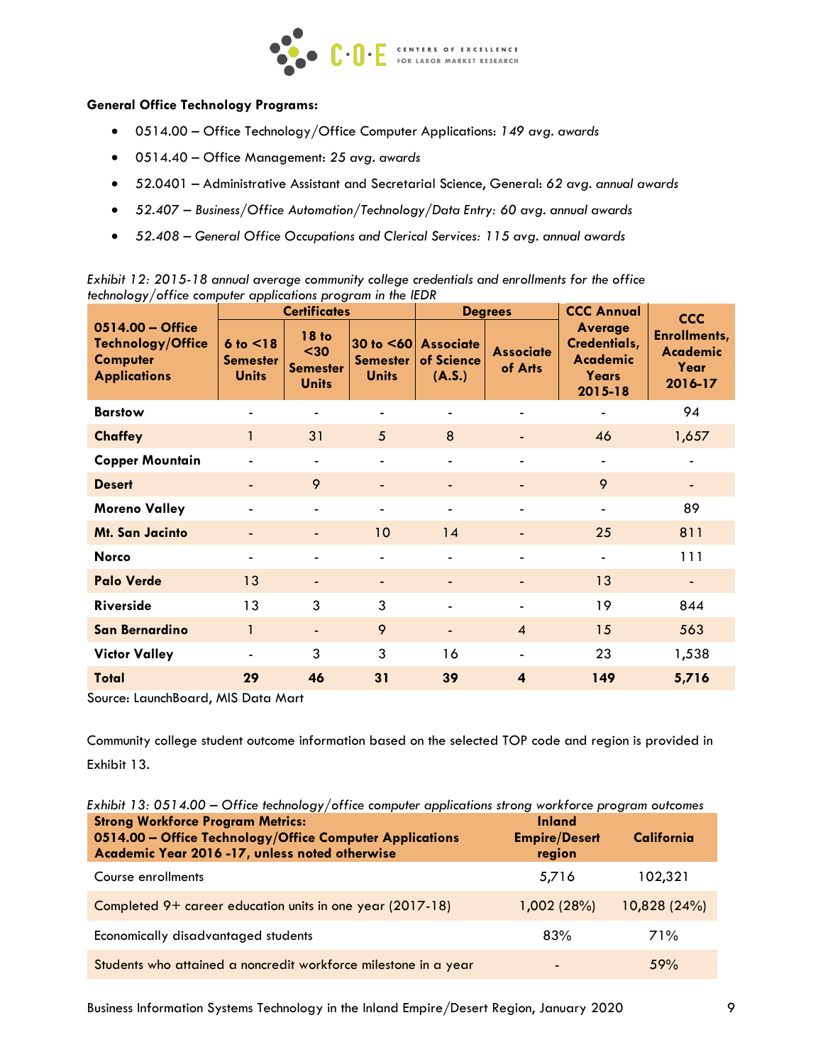**General Office Technology Programs:**

- 0514.00 – Office Technology/Office Computer Applications: *149 avg. awards*
- 0514.40 – Office Management: *25 avg. awards*
- 52.0401 – Administrative Assistant and Secretarial Science, General: *62 avg. annual awards*
- *52.407 – Business/Office Automation/Technology/Data Entry: 60 avg. annual awards*
- *52.408 – General Office Occupations and Clerical Services: 115 avg. annual awards*

*Exhibit 12: 2015-18 annual average community college credentials and enrollments for the office technology/office computer applications program in the IEDR*

| 0514.00 – Office Technology/Office Computer Applications | Certificates | | | Degrees | | CCC Annual Average Credentials, Academic Years 2015-18 | CCC Enrollments, Academic Year 2016-17 |
|---|---|---|---|---|---|---|---|
| | 6 to <18 Semester Units | 18 to <30 Semester Units | 30 to <60 Semester Units | Associate of Science (A.S.) | Associate of Arts | | |
| **Barstow** | - | - | - | - | - | - | 94 |
| **Chaffey** | 1 | 31 | 5 | 8 | - | 46 | 1,657 |
| **Copper Mountain** | - | - | - | - | - | - | - |
| **Desert** | - | 9 | - | - | - | 9 | - |
| **Moreno Valley** | - | - | - | - | - | - | 89 |
| **Mt. San Jacinto** | - | - | 10 | 14 | - | 25 | 811 |
| **Norco** | - | - | - | - | - | - | 111 |
| **Palo Verde** | 13 | - | - | - | - | 13 | - |
| **Riverside** | 13 | 3 | 3 | - | - | 19 | 844 |
| **San Bernardino** | 1 | - | 9 | - | 4 | 15 | 563 |
| **Victor Valley** | - | 3 | 3 | 16 | - | 23 | 1,538 |
| **Total** | **29** | **46** | **31** | **39** | **4** | **149** | **5,716** |

Source: LaunchBoard, MIS Data Mart

Community college student outcome information based on the selected TOP code and region is provided in Exhibit 13.

*Exhibit 13: 0514.00 – Office technology/office computer applications strong workforce program outcomes*

| Strong Workforce Program Metrics: 0514.00 – Office Technology/Office Computer Applications Academic Year 2016 -17, unless noted otherwise | Inland Empire/Desert region | California |
|---|---|---|
| Course enrollments | 5,716 | 102,321 |
| Completed 9+ career education units in one year (2017-18) | 1,002 (28%) | 10,828 (24%) |
| Economically disadvantaged students | 83% | 71% |
| Students who attained a noncredit workforce milestone in a year | - | 59% |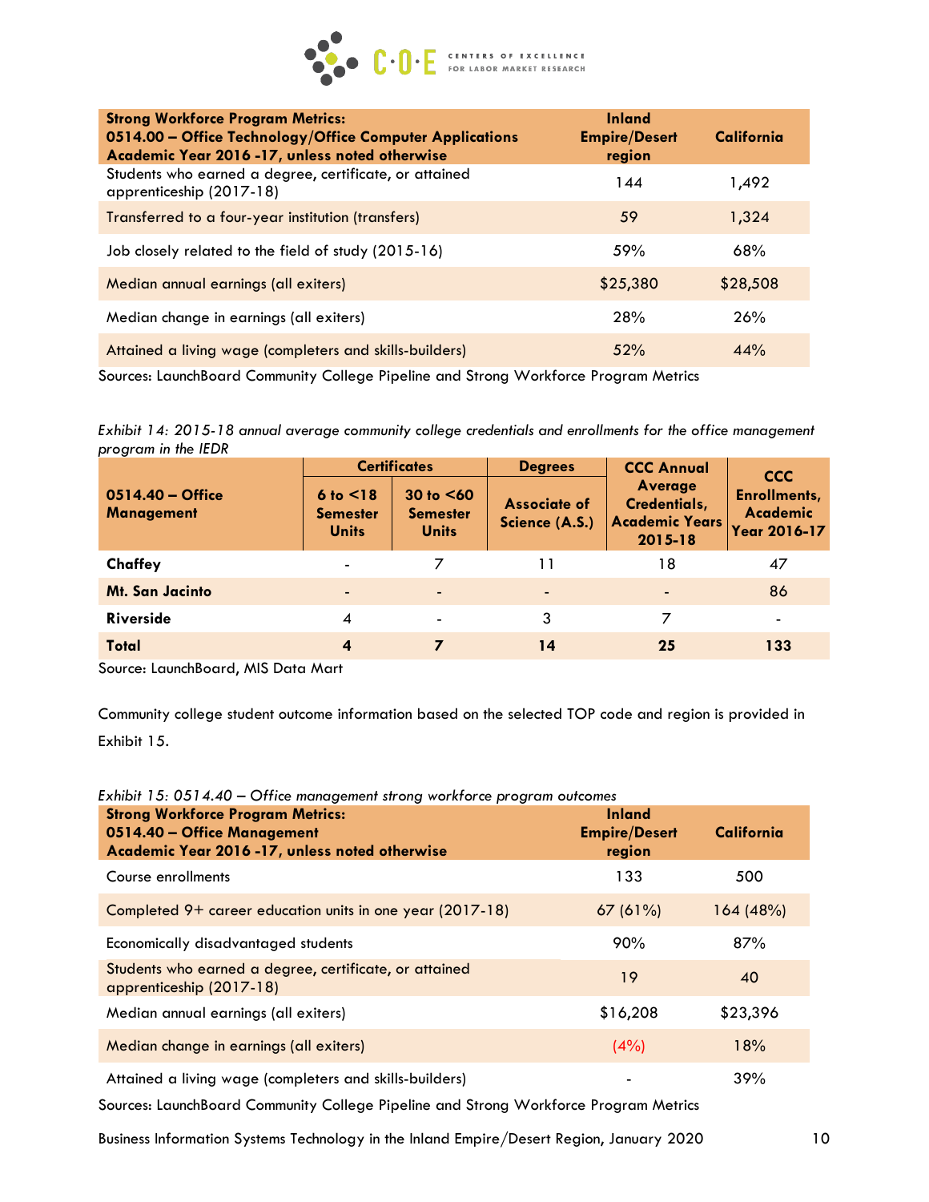| Strong Workforce Program Metrics: 0514.00 – Office Technology/Office Computer Applications Academic Year 2016 -17, unless noted otherwise | Inland Empire/Desert region | California |
|---|---|---|
| Students who earned a degree, certificate, or attained apprenticeship (2017-18) | 144 | 1,492 |
| Transferred to a four-year institution (transfers) | 59 | 1,324 |
| Job closely related to the field of study (2015-16) | 59% | 68% |
| Median annual earnings (all exiters) | $25,380 | $28,508 |
| Median change in earnings (all exiters) | 28% | 26% |
| Attained a living wage (completers and skills-builders) | 52% | 44% |

Sources: LaunchBoard Community College Pipeline and Strong Workforce Program Metrics

*Exhibit 14: 2015-18 annual average community college credentials and enrollments for the office management program in the IEDR*

| 0514.40 – Office Management | Certificates | | Degrees | CCC Annual Average Credentials, Academic Years 2015-18 | CCC Enrollments, Academic Year 2016-17 |
|---|---|---|---|---|---|
| | 6 to <18 Semester Units | 30 to <60 Semester Units | Associate of Science (A.S.) | | |
| **Chaffey** | - | 7 | 11 | 18 | 47 |
| **Mt. San Jacinto** | - | - | - | - | 86 |
| **Riverside** | 4 | - | 3 | 7 | - |
| **Total** | **4** | **7** | **14** | **25** | **133** |

Source: LaunchBoard, MIS Data Mart

Community college student outcome information based on the selected TOP code and region is provided in Exhibit 15.

*Exhibit 15: 0514.40 – Office management strong workforce program outcomes*

| Strong Workforce Program Metrics: 0514.40 – Office Management Academic Year 2016 -17, unless noted otherwise | Inland Empire/Desert region | California |
|---|---|---|
| Course enrollments | 133 | 500 |
| Completed 9+ career education units in one year (2017-18) | 67 (61%) | 164 (48%) |
| Economically disadvantaged students | 90% | 87% |
| Students who earned a degree, certificate, or attained apprenticeship (2017-18) | 19 | 40 |
| Median annual earnings (all exiters) | $16,208 | $23,396 |
| Median change in earnings (all exiters) | (4%) | 18% |
| Attained a living wage (completers and skills-builders) | - | 39% |

Sources: LaunchBoard Community College Pipeline and Strong Workforce Program Metrics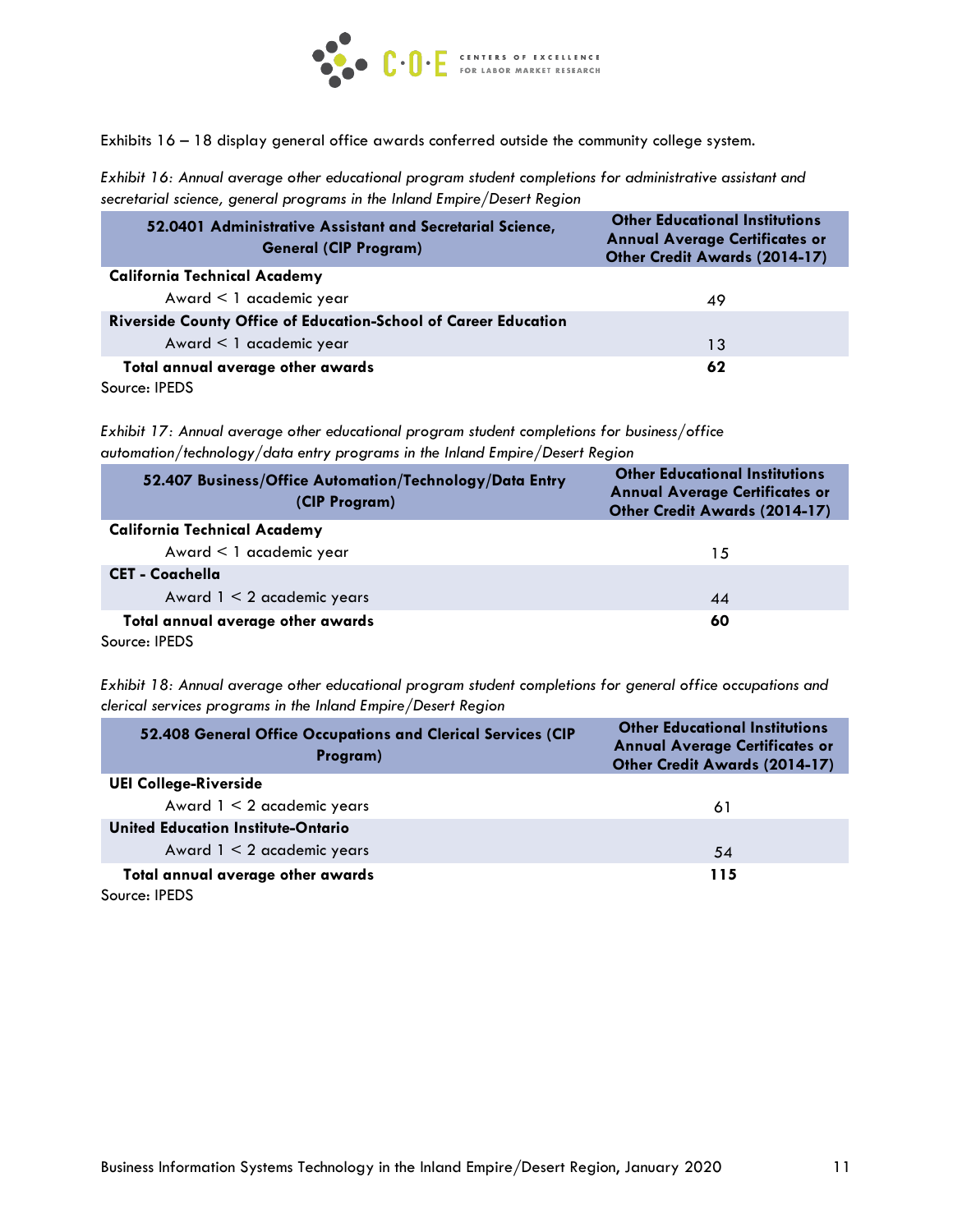Exhibits 16 – 18 display general office awards conferred outside the community college system.

*Exhibit 16: Annual average other educational program student completions for administrative assistant and secretarial science, general programs in the Inland Empire/Desert Region*

| 52.0401 Administrative Assistant and Secretarial Science, General (CIP Program) | Other Educational Institutions Annual Average Certificates or Other Credit Awards (2014-17) |
|---|---|
| **California Technical Academy** | |
| Award < 1 academic year | 49 |
| **Riverside County Office of Education-School of Career Education** | |
| Award < 1 academic year | 13 |
| **Total annual average other awards** | **62** |

Source: IPEDS

*Exhibit 17: Annual average other educational program student completions for business/office automation/technology/data entry programs in the Inland Empire/Desert Region*

| 52.407 Business/Office Automation/Technology/Data Entry (CIP Program) | Other Educational Institutions Annual Average Certificates or Other Credit Awards (2014-17) |
|---|---|
| **California Technical Academy** | |
| Award < 1 academic year | 15 |
| **CET - Coachella** | |
| Award 1 < 2 academic years | 44 |
| **Total annual average other awards** | **60** |

Source: IPEDS

*Exhibit 18: Annual average other educational program student completions for general office occupations and clerical services programs in the Inland Empire/Desert Region*

| 52.408 General Office Occupations and Clerical Services (CIP Program) | Other Educational Institutions Annual Average Certificates or Other Credit Awards (2014-17) |
|---|---|
| **UEI College-Riverside** | |
| Award 1 < 2 academic years | 61 |
| **United Education Institute-Ontario** | |
| Award 1 < 2 academic years | 54 |
| **Total annual average other awards** | **115** |

Source: IPEDS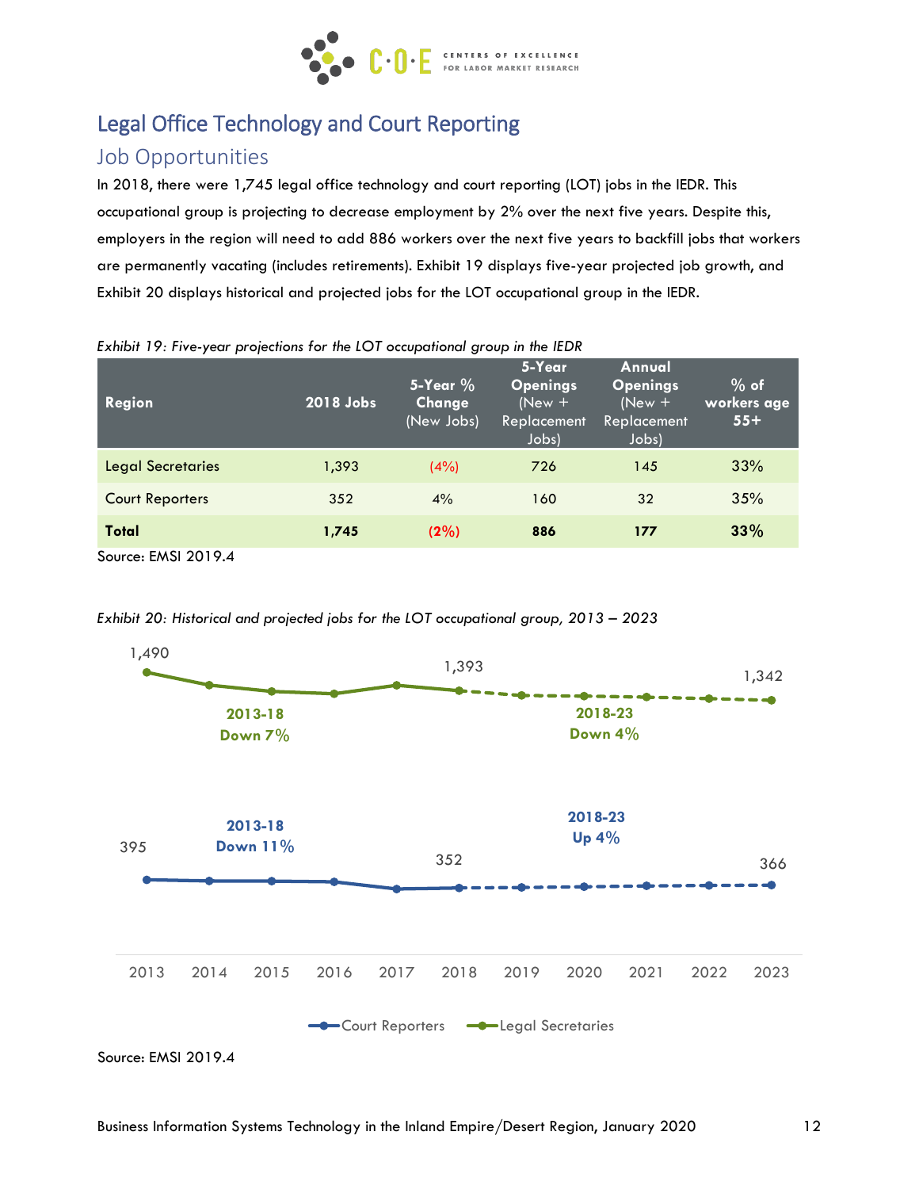## Legal Office Technology and Court Reporting

### Job Opportunities

In 2018, there were 1,745 legal office technology and court reporting (LOT) jobs in the IEDR. This occupational group is projecting to decrease employment by 2% over the next five years. Despite this, employers in the region will need to add 886 workers over the next five years to backfill jobs that workers are permanently vacating (includes retirements). Exhibit 19 displays five-year projected job growth, and Exhibit 20 displays historical and projected jobs for the LOT occupational group in the IEDR.

*Exhibit 19: Five-year projections for the LOT occupational group in the IEDR*

| Region | 2018 Jobs | 5-Year % Change (New Jobs) | 5-Year Openings (New + Replacement Jobs) | Annual Openings (New + Replacement Jobs) | % of workers age 55+ |
|---|---|---|---|---|---|
| Legal Secretaries | 1,393 | (4%) | 726 | 145 | 33% |
| Court Reporters | 352 | 4% | 160 | 32 | 35% |
| **Total** | **1,745** | **(2%)** | **886** | **177** | **33%** |

Source: EMSI 2019.4

*Exhibit 20: Historical and projected jobs for the LOT occupational group, 2013 – 2023*

Legal Secretaries: 1,490 (2013); 1,393 (2018); 1,342 (2023). 2013-18 Down 7%; 2018-23 Down 4%

Court Reporters: 395 (2013); 352 (2018); 366 (2023). 2013-18 Down 11%; 2018-23 Up 4%

Source: EMSI 2019.4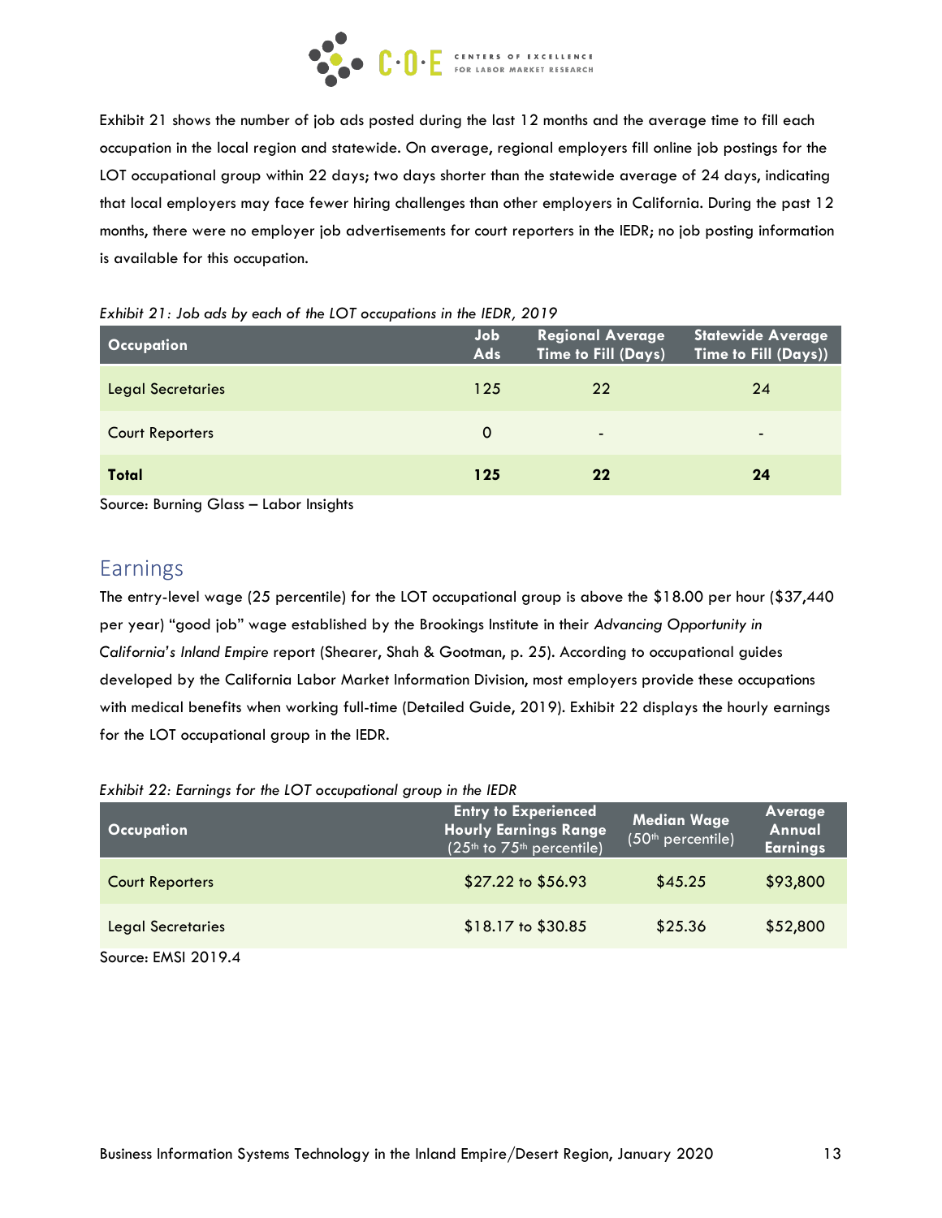Exhibit 21 shows the number of job ads posted during the last 12 months and the average time to fill each occupation in the local region and statewide. On average, regional employers fill online job postings for the LOT occupational group within 22 days; two days shorter than the statewide average of 24 days, indicating that local employers may face fewer hiring challenges than other employers in California. During the past 12 months, there were no employer job advertisements for court reporters in the IEDR; no job posting information is available for this occupation.

*Exhibit 21: Job ads by each of the LOT occupations in the IEDR, 2019*

| Occupation | Job Ads | Regional Average Time to Fill (Days) | Statewide Average Time to Fill (Days)) |
|---|---|---|---|
| Legal Secretaries | 125 | 22 | 24 |
| Court Reporters | 0 | - | - |
| **Total** | **125** | **22** | **24** |

Source: Burning Glass – Labor Insights

## Earnings

The entry-level wage (25 percentile) for the LOT occupational group is above the $18.00 per hour ($37,440 per year) "good job" wage established by the Brookings Institute in their *Advancing Opportunity in California's Inland Empire* report (Shearer, Shah & Gootman, p. 25). According to occupational guides developed by the California Labor Market Information Division, most employers provide these occupations with medical benefits when working full-time (Detailed Guide, 2019). Exhibit 22 displays the hourly earnings for the LOT occupational group in the IEDR.

*Exhibit 22: Earnings for the LOT occupational group in the IEDR*

| Occupation | Entry to Experienced Hourly Earnings Range (25th to 75th percentile) | Median Wage (50th percentile) | Average Annual Earnings |
|---|---|---|---|
| Court Reporters | $27.22 to $56.93 | $45.25 | $93,800 |
| Legal Secretaries | $18.17 to $30.85 | $25.36 | $52,800 |

Source: EMSI 2019.4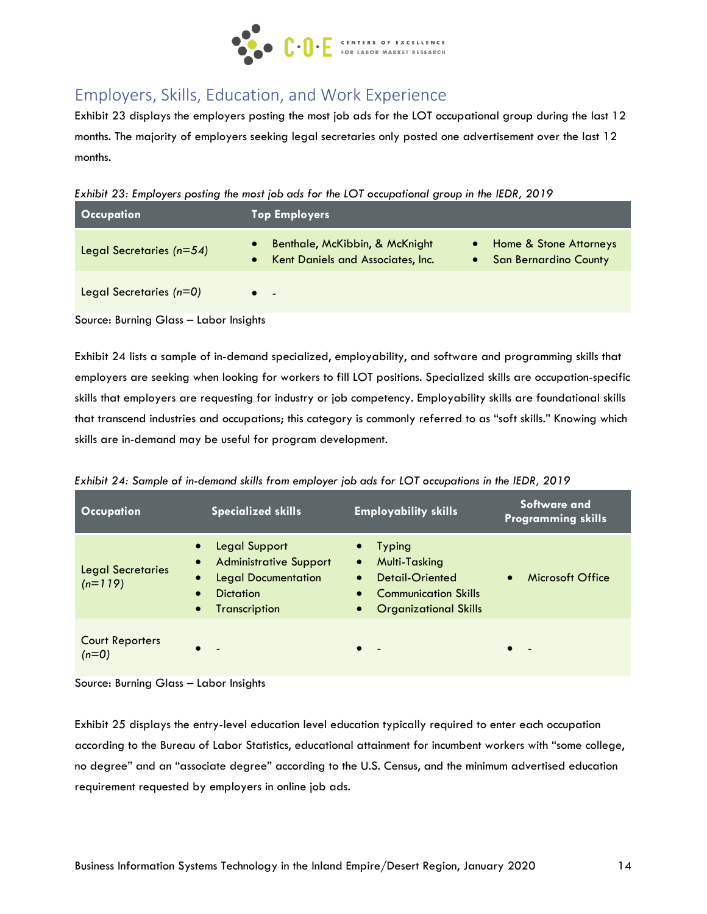## Employers, Skills, Education, and Work Experience

Exhibit 23 displays the employers posting the most job ads for the LOT occupational group during the last 12 months. The majority of employers seeking legal secretaries only posted one advertisement over the last 12 months.

*Exhibit 23: Employers posting the most job ads for the LOT occupational group in the IEDR, 2019*

| Occupation | Top Employers | |
|---|---|---|
| Legal Secretaries *(n=54)* | • Benthale, McKibbin, & McKnight<br>• Kent Daniels and Associates, Inc. | • Home & Stone Attorneys<br>• San Bernardino County |
| Legal Secretaries *(n=0)* | • - | |

Source: Burning Glass – Labor Insights

Exhibit 24 lists a sample of in-demand specialized, employability, and software and programming skills that employers are seeking when looking for workers to fill LOT positions. Specialized skills are occupation-specific skills that employers are requesting for industry or job competency. Employability skills are foundational skills that transcend industries and occupations; this category is commonly referred to as "soft skills." Knowing which skills are in-demand may be useful for program development.

*Exhibit 24: Sample of in-demand skills from employer job ads for LOT occupations in the IEDR, 2019*

| Occupation | Specialized skills | Employability skills | Software and Programming skills |
|---|---|---|---|
| Legal Secretaries *(n=119)* | • Legal Support<br>• Administrative Support<br>• Legal Documentation<br>• Dictation<br>• Transcription | • Typing<br>• Multi-Tasking<br>• Detail-Oriented<br>• Communication Skills<br>• Organizational Skills | • Microsoft Office |
| Court Reporters *(n=0)* | • - | • - | • - |

Source: Burning Glass – Labor Insights

Exhibit 25 displays the entry-level education level education typically required to enter each occupation according to the Bureau of Labor Statistics, educational attainment for incumbent workers with "some college, no degree" and an "associate degree" according to the U.S. Census, and the minimum advertised education requirement requested by employers in online job ads.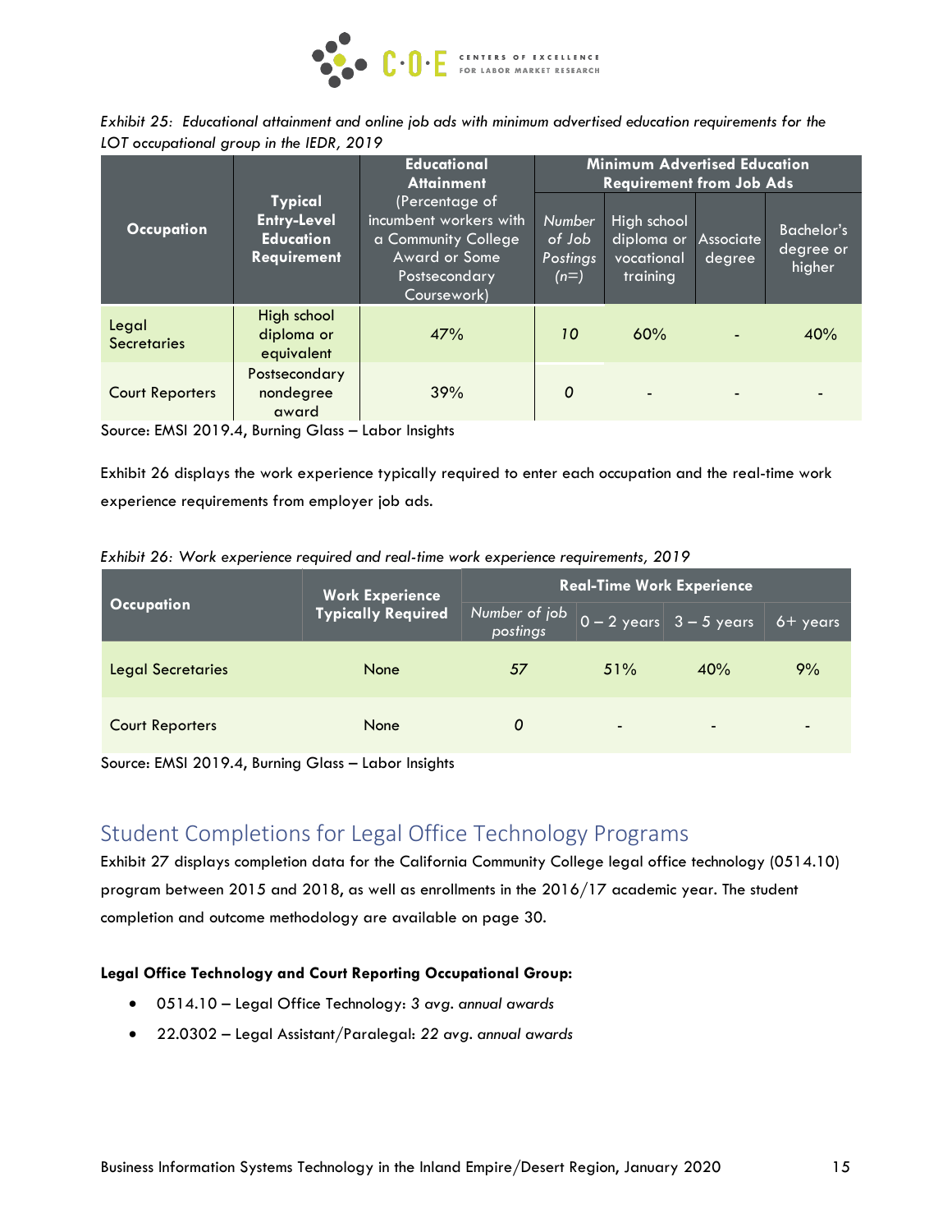*Exhibit 25: Educational attainment and online job ads with minimum advertised education requirements for the LOT occupational group in the IEDR, 2019*

| Occupation | Typical Entry-Level Education Requirement | Educational Attainment (Percentage of incumbent workers with a Community College Award or Some Postsecondary Coursework) | Minimum Advertised Education Requirement from Job Ads | | | |
|---|---|---|---|---|---|---|
| | | | *Number of Job Postings (n=)* | High school diploma or vocational training | Associate degree | Bachelor's degree or higher |
| Legal Secretaries | High school diploma or equivalent | 47% | 10 | 60% | - | 40% |
| Court Reporters | Postsecondary nondegree award | 39% | 0 | - | - | - |

Source: EMSI 2019.4, Burning Glass – Labor Insights

Exhibit 26 displays the work experience typically required to enter each occupation and the real-time work experience requirements from employer job ads.

*Exhibit 26: Work experience required and real-time work experience requirements, 2019*

| Occupation | Work Experience Typically Required | Real-Time Work Experience | | | |
|---|---|---|---|---|---|
| | | *Number of job postings* | 0 – 2 years | 3 – 5 years | 6+ years |
| Legal Secretaries | None | 57 | 51% | 40% | 9% |
| Court Reporters | None | 0 | - | - | - |

Source: EMSI 2019.4, Burning Glass – Labor Insights

## Student Completions for Legal Office Technology Programs

Exhibit 27 displays completion data for the California Community College legal office technology (0514.10) program between 2015 and 2018, as well as enrollments in the 2016/17 academic year. The student completion and outcome methodology are available on page 30.

**Legal Office Technology and Court Reporting Occupational Group:**

- 0514.10 – Legal Office Technology: *3 avg. annual awards*
- 22.0302 – Legal Assistant/Paralegal: *22 avg. annual awards*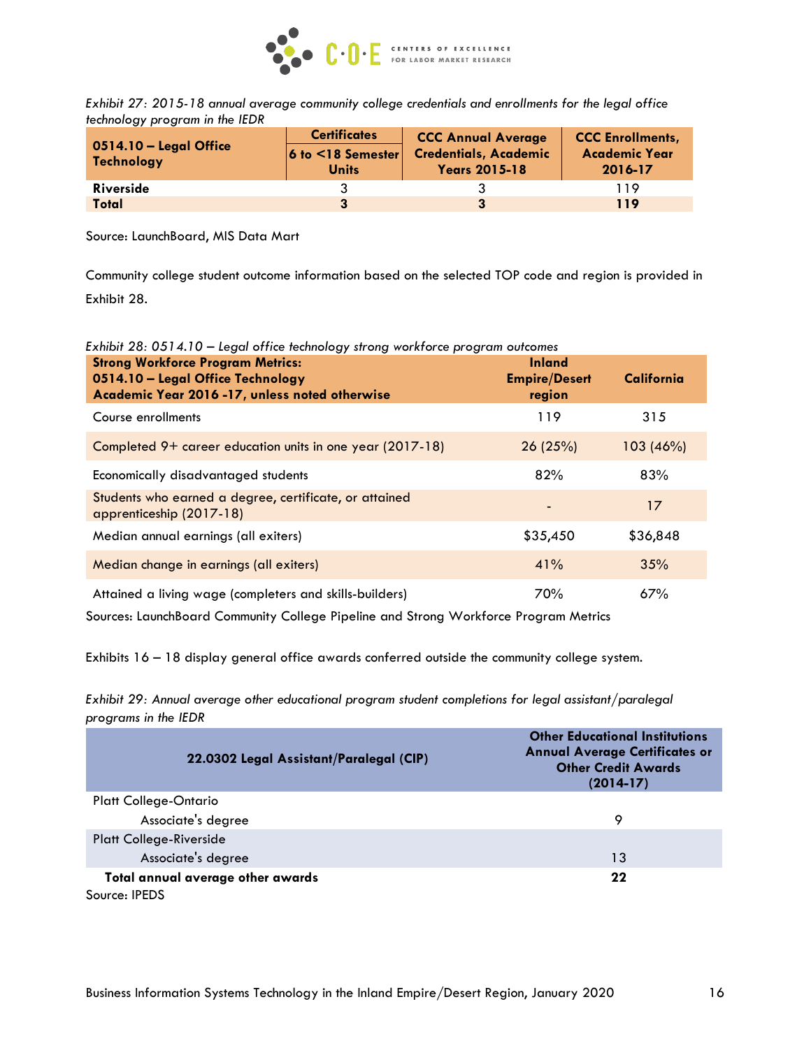*Exhibit 27: 2015-18 annual average community college credentials and enrollments for the legal office technology program in the IEDR*

| 0514.10 – Legal Office Technology | Certificates 6 to <18 Semester Units | CCC Annual Average Credentials, Academic Years 2015-18 | CCC Enrollments, Academic Year 2016-17 |
|---|---|---|---|
| **Riverside** | 3 | 3 | 119 |
| **Total** | **3** | **3** | **119** |

Source: LaunchBoard, MIS Data Mart

Community college student outcome information based on the selected TOP code and region is provided in Exhibit 28.

*Exhibit 28: 0514.10 – Legal office technology strong workforce program outcomes*

| Strong Workforce Program Metrics: 0514.10 – Legal Office Technology Academic Year 2016 -17, unless noted otherwise | Inland Empire/Desert region | California |
|---|---|---|
| Course enrollments | 119 | 315 |
| Completed 9+ career education units in one year (2017-18) | 26 (25%) | 103 (46%) |
| Economically disadvantaged students | 82% | 83% |
| Students who earned a degree, certificate, or attained apprenticeship (2017-18) | - | 17 |
| Median annual earnings (all exiters) | $35,450 | $36,848 |
| Median change in earnings (all exiters) | 41% | 35% |
| Attained a living wage (completers and skills-builders) | 70% | 67% |

Sources: LaunchBoard Community College Pipeline and Strong Workforce Program Metrics

Exhibits 16 – 18 display general office awards conferred outside the community college system.

*Exhibit 29: Annual average other educational program student completions for legal assistant/paralegal programs in the IEDR*

| 22.0302 Legal Assistant/Paralegal (CIP) | Other Educational Institutions Annual Average Certificates or Other Credit Awards (2014-17) |
|---|---|
| Platt College-Ontario | |
| Associate's degree | 9 |
| Platt College-Riverside | |
| Associate's degree | 13 |
| **Total annual average other awards** | **22** |

Source: IPEDS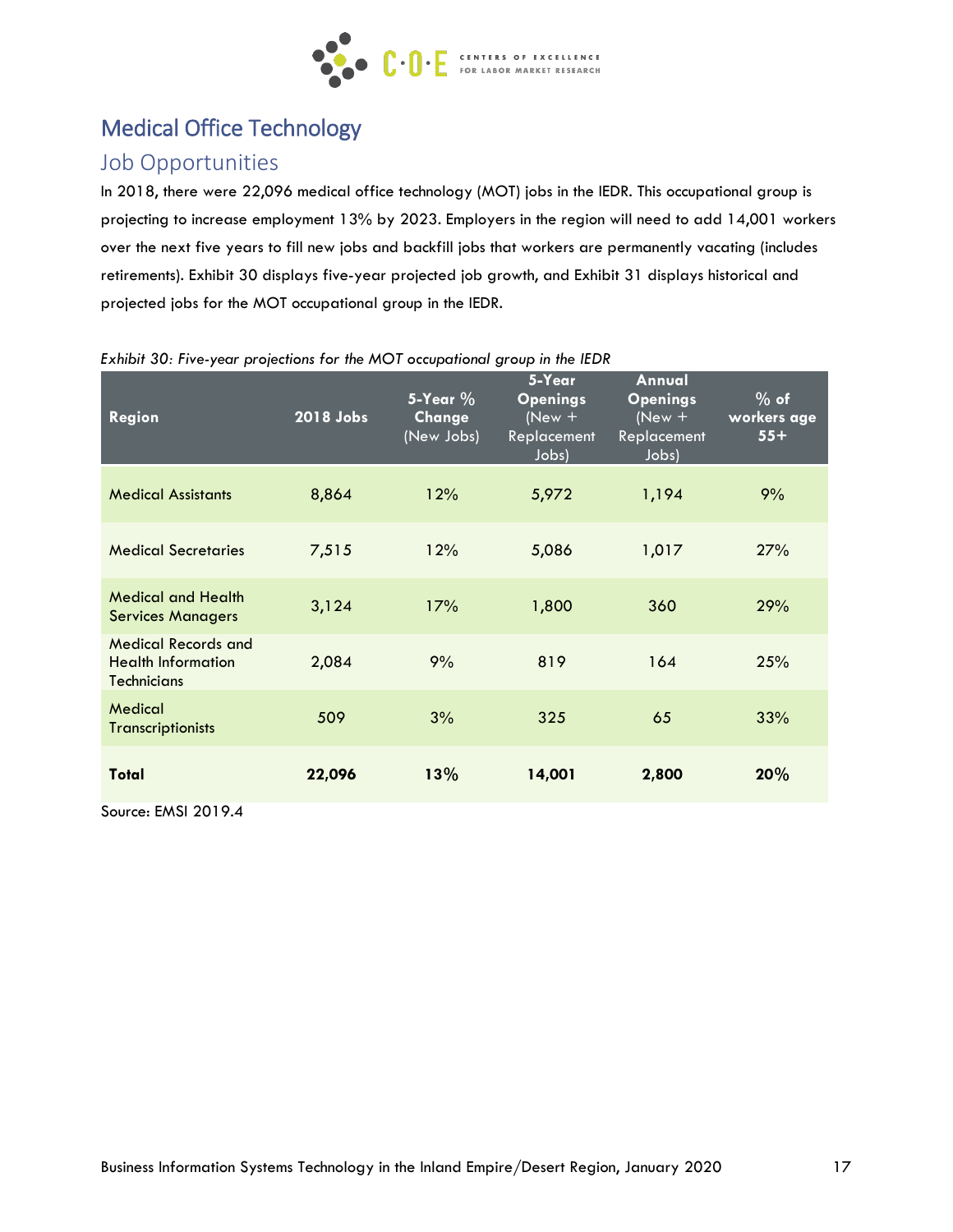# Medical Office Technology

## Job Opportunities

In 2018, there were 22,096 medical office technology (MOT) jobs in the IEDR. This occupational group is projecting to increase employment 13% by 2023. Employers in the region will need to add 14,001 workers over the next five years to fill new jobs and backfill jobs that workers are permanently vacating (includes retirements). Exhibit 30 displays five-year projected job growth, and Exhibit 31 displays historical and projected jobs for the MOT occupational group in the IEDR.

*Exhibit 30: Five-year projections for the MOT occupational group in the IEDR*

| Region | 2018 Jobs | 5-Year % Change (New Jobs) | 5-Year Openings (New + Replacement Jobs) | Annual Openings (New + Replacement Jobs) | % of workers age 55+ |
|---|---|---|---|---|---|
| Medical Assistants | 8,864 | 12% | 5,972 | 1,194 | 9% |
| Medical Secretaries | 7,515 | 12% | 5,086 | 1,017 | 27% |
| Medical and Health Services Managers | 3,124 | 17% | 1,800 | 360 | 29% |
| Medical Records and Health Information Technicians | 2,084 | 9% | 819 | 164 | 25% |
| Medical Transcriptionists | 509 | 3% | 325 | 65 | 33% |
| **Total** | **22,096** | **13%** | **14,001** | **2,800** | **20%** |

Source: EMSI 2019.4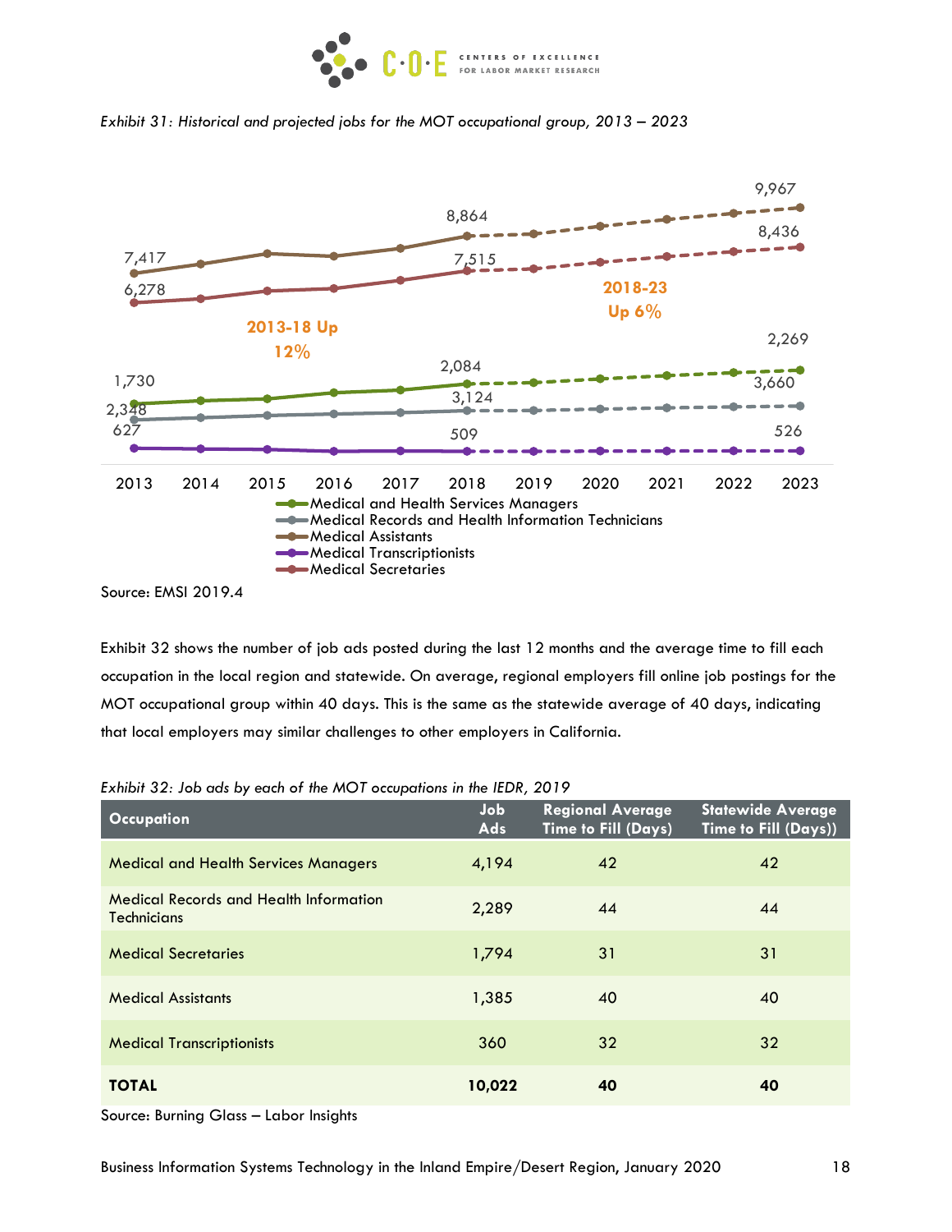*Exhibit 31: Historical and projected jobs for the MOT occupational group, 2013 – 2023*

Source: EMSI 2019.4

Exhibit 32 shows the number of job ads posted during the last 12 months and the average time to fill each occupation in the local region and statewide. On average, regional employers fill online job postings for the MOT occupational group within 40 days. This is the same as the statewide average of 40 days, indicating that local employers may similar challenges to other employers in California.

*Exhibit 32: Job ads by each of the MOT occupations in the IEDR, 2019*

| Occupation | Job Ads | Regional Average Time to Fill (Days) | Statewide Average Time to Fill (Days)) |
|---|---|---|---|
| Medical and Health Services Managers | 4,194 | 42 | 42 |
| Medical Records and Health Information Technicians | 2,289 | 44 | 44 |
| Medical Secretaries | 1,794 | 31 | 31 |
| Medical Assistants | 1,385 | 40 | 40 |
| Medical Transcriptionists | 360 | 32 | 32 |
| **TOTAL** | **10,022** | **40** | **40** |

Source: Burning Glass – Labor Insights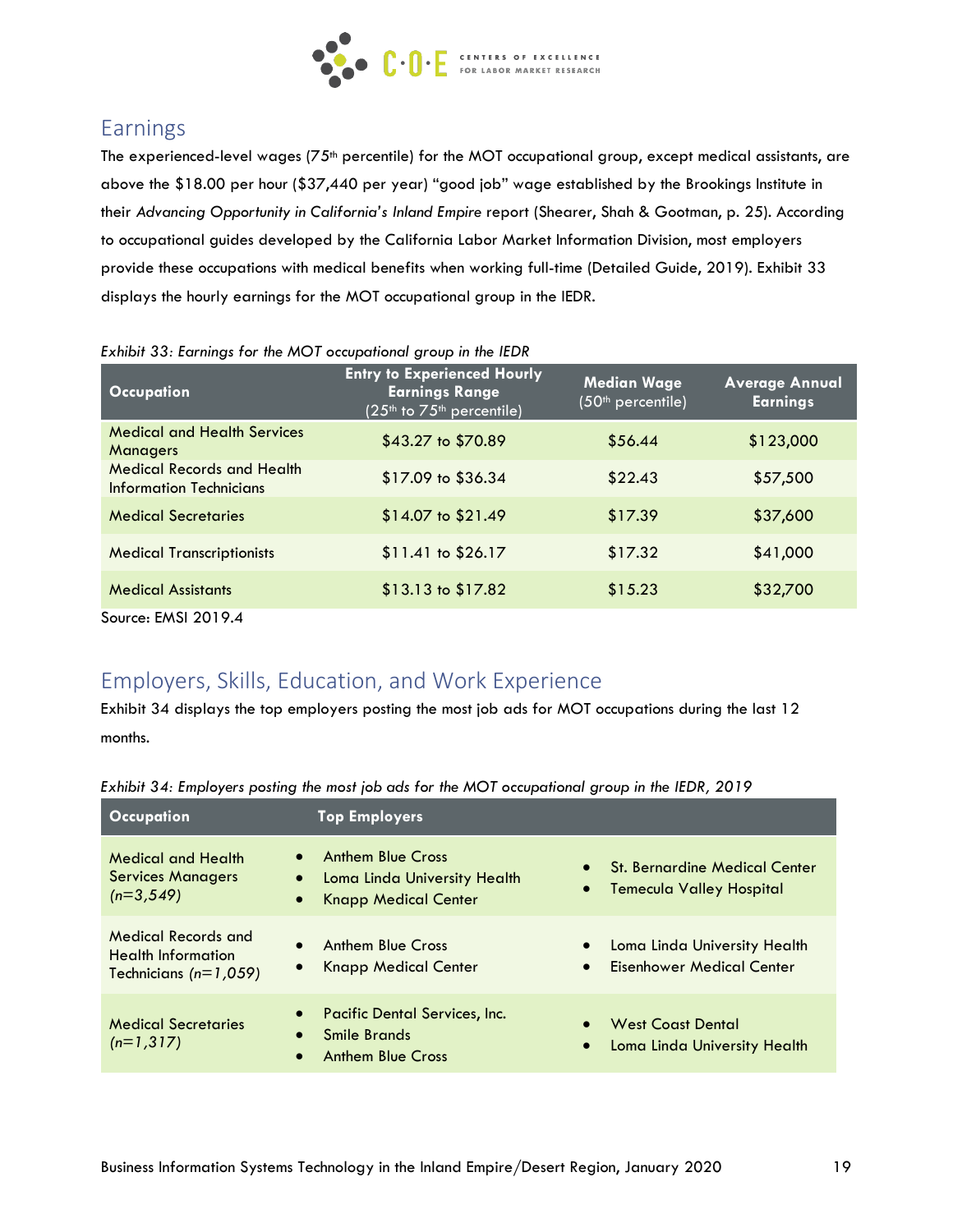## Earnings

The experienced-level wages (75th percentile) for the MOT occupational group, except medical assistants, are above the $18.00 per hour ($37,440 per year) "good job" wage established by the Brookings Institute in their *Advancing Opportunity in California's Inland Empire* report (Shearer, Shah & Gootman, p. 25). According to occupational guides developed by the California Labor Market Information Division, most employers provide these occupations with medical benefits when working full-time (Detailed Guide, 2019). Exhibit 33 displays the hourly earnings for the MOT occupational group in the IEDR.

*Exhibit 33: Earnings for the MOT occupational group in the IEDR*

| Occupation | Entry to Experienced Hourly Earnings Range (25th to 75th percentile) | Median Wage (50th percentile) | Average Annual Earnings |
|---|---|---|---|
| Medical and Health Services Managers | $43.27 to $70.89 | $56.44 | $123,000 |
| Medical Records and Health Information Technicians | $17.09 to $36.34 | $22.43 | $57,500 |
| Medical Secretaries | $14.07 to $21.49 | $17.39 | $37,600 |
| Medical Transcriptionists | $11.41 to $26.17 | $17.32 | $41,000 |
| Medical Assistants | $13.13 to $17.82 | $15.23 | $32,700 |

Source: EMSI 2019.4

## Employers, Skills, Education, and Work Experience

Exhibit 34 displays the top employers posting the most job ads for MOT occupations during the last 12 months.

*Exhibit 34: Employers posting the most job ads for the MOT occupational group in the IEDR, 2019*

| Occupation | Top Employers | |
|---|---|---|
| Medical and Health Services Managers (*n=3,549*) | • Anthem Blue Cross<br>• Loma Linda University Health<br>• Knapp Medical Center | • St. Bernardine Medical Center<br>• Temecula Valley Hospital |
| Medical Records and Health Information Technicians (*n=1,059*) | • Anthem Blue Cross<br>• Knapp Medical Center | • Loma Linda University Health<br>• Eisenhower Medical Center |
| Medical Secretaries (*n=1,317*) | • Pacific Dental Services, Inc.<br>• Smile Brands<br>• Anthem Blue Cross | • West Coast Dental<br>• Loma Linda University Health |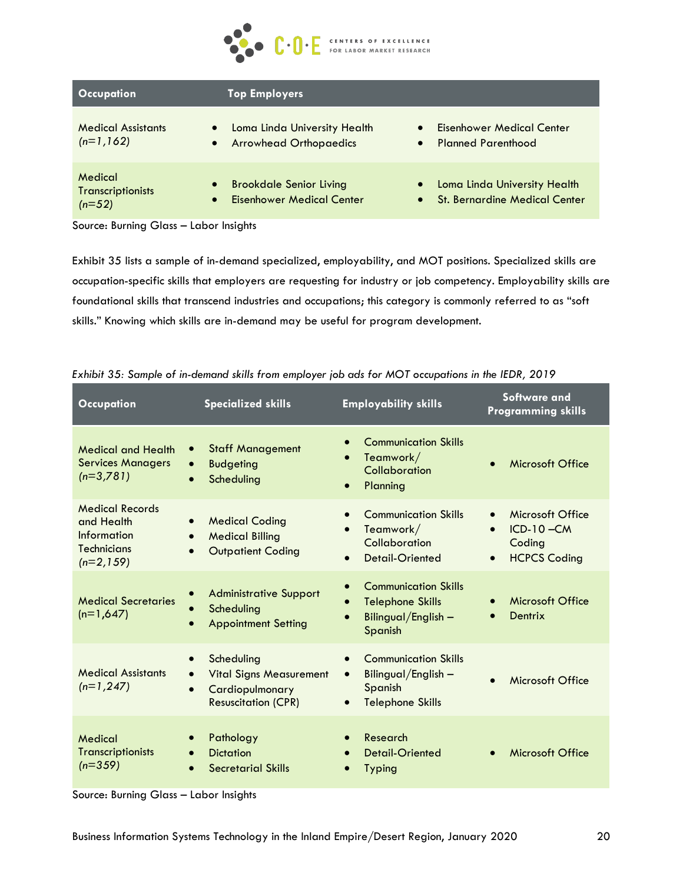| Occupation | Top Employers |
|---|---|
| Medical Assistants *(n=1,162)* | • Loma Linda University Health<br>• Arrowhead Orthopaedics<br>• Eisenhower Medical Center<br>• Planned Parenthood |
| Medical Transcriptionists *(n=52)* | • Brookdale Senior Living<br>• Eisenhower Medical Center<br>• Loma Linda University Health<br>• St. Bernardine Medical Center |

Source: Burning Glass – Labor Insights

Exhibit 35 lists a sample of in-demand specialized, employability, and MOT positions. Specialized skills are occupation-specific skills that employers are requesting for industry or job competency. Employability skills are foundational skills that transcend industries and occupations; this category is commonly referred to as "soft skills." Knowing which skills are in-demand may be useful for program development.

*Exhibit 35: Sample of in-demand skills from employer job ads for MOT occupations in the IEDR, 2019*

| Occupation | Specialized skills | Employability skills | Software and Programming skills |
|---|---|---|---|
| Medical and Health Services Managers *(n=3,781)* | • Staff Management<br>• Budgeting<br>• Scheduling | • Communication Skills<br>• Teamwork/ Collaboration<br>• Planning | • Microsoft Office |
| Medical Records and Health Information Technicians *(n=2,159)* | • Medical Coding<br>• Medical Billing<br>• Outpatient Coding | • Communication Skills<br>• Teamwork/ Collaboration<br>• Detail-Oriented | • Microsoft Office<br>• ICD-10 –CM Coding<br>• HCPCS Coding |
| Medical Secretaries (n=1,647) | • Administrative Support<br>• Scheduling<br>• Appointment Setting | • Communication Skills<br>• Telephone Skills<br>• Bilingual/English – Spanish | • Microsoft Office<br>• Dentrix |
| Medical Assistants *(n=1,247)* | • Scheduling<br>• Vital Signs Measurement<br>• Cardiopulmonary Resuscitation (CPR) | • Communication Skills<br>• Bilingual/English – Spanish<br>• Telephone Skills | • Microsoft Office |
| Medical Transcriptionists *(n=359)* | • Pathology<br>• Dictation<br>• Secretarial Skills | • Research<br>• Detail-Oriented<br>• Typing | • Microsoft Office |

Source: Burning Glass – Labor Insights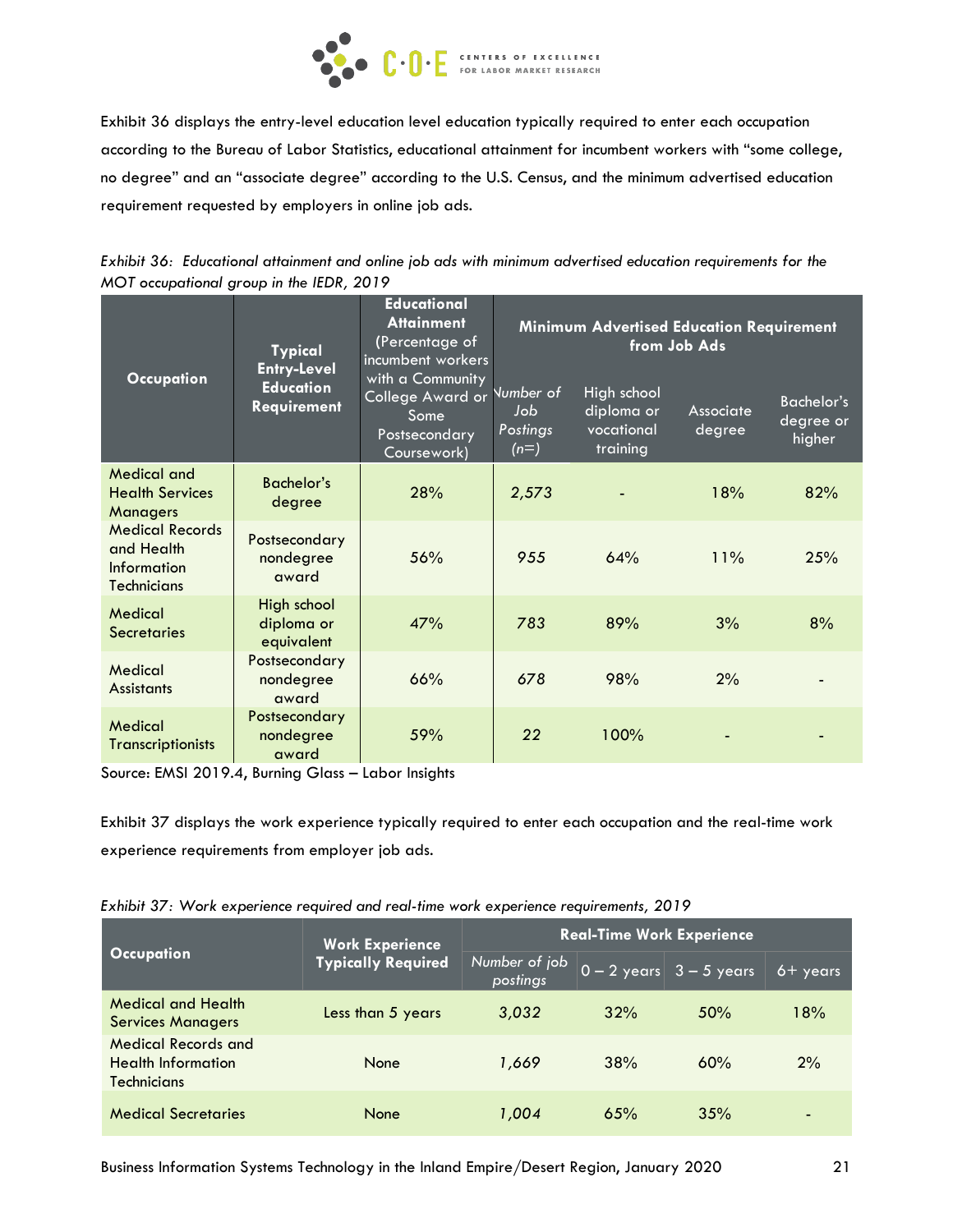Exhibit 36 displays the entry-level education level education typically required to enter each occupation according to the Bureau of Labor Statistics, educational attainment for incumbent workers with "some college, no degree" and an "associate degree" according to the U.S. Census, and the minimum advertised education requirement requested by employers in online job ads.

*Exhibit 36: Educational attainment and online job ads with minimum advertised education requirements for the MOT occupational group in the IEDR, 2019*

| Occupation | Typical Entry-Level Education Requirement | Educational Attainment (Percentage of incumbent workers with a Community College Award or Some Postsecondary Coursework) | Minimum Advertised Education Requirement from Job Ads | | | |
|---|---|---|---|---|---|---|
| | | | *Number of Job Postings (n=)* | High school diploma or vocational training | Associate degree | Bachelor's degree or higher |
| Medical and Health Services Managers | Bachelor's degree | 28% | *2,573* | - | 18% | 82% |
| Medical Records and Health Information Technicians | Postsecondary nondegree award | 56% | *955* | 64% | 11% | 25% |
| Medical Secretaries | High school diploma or equivalent | 47% | *783* | 89% | 3% | 8% |
| Medical Assistants | Postsecondary nondegree award | 66% | *678* | 98% | 2% | - |
| Medical Transcriptionists | Postsecondary nondegree award | 59% | *22* | 100% | - | - |

Source: EMSI 2019.4, Burning Glass – Labor Insights

Exhibit 37 displays the work experience typically required to enter each occupation and the real-time work experience requirements from employer job ads.

*Exhibit 37: Work experience required and real-time work experience requirements, 2019*

| Occupation | Work Experience Typically Required | Real-Time Work Experience | | | |
|---|---|---|---|---|---|
| | | *Number of job postings* | 0 – 2 years | 3 – 5 years | 6+ years |
| Medical and Health Services Managers | Less than 5 years | *3,032* | 32% | 50% | 18% |
| Medical Records and Health Information Technicians | None | *1,669* | 38% | 60% | 2% |
| Medical Secretaries | None | *1,004* | 65% | 35% | - |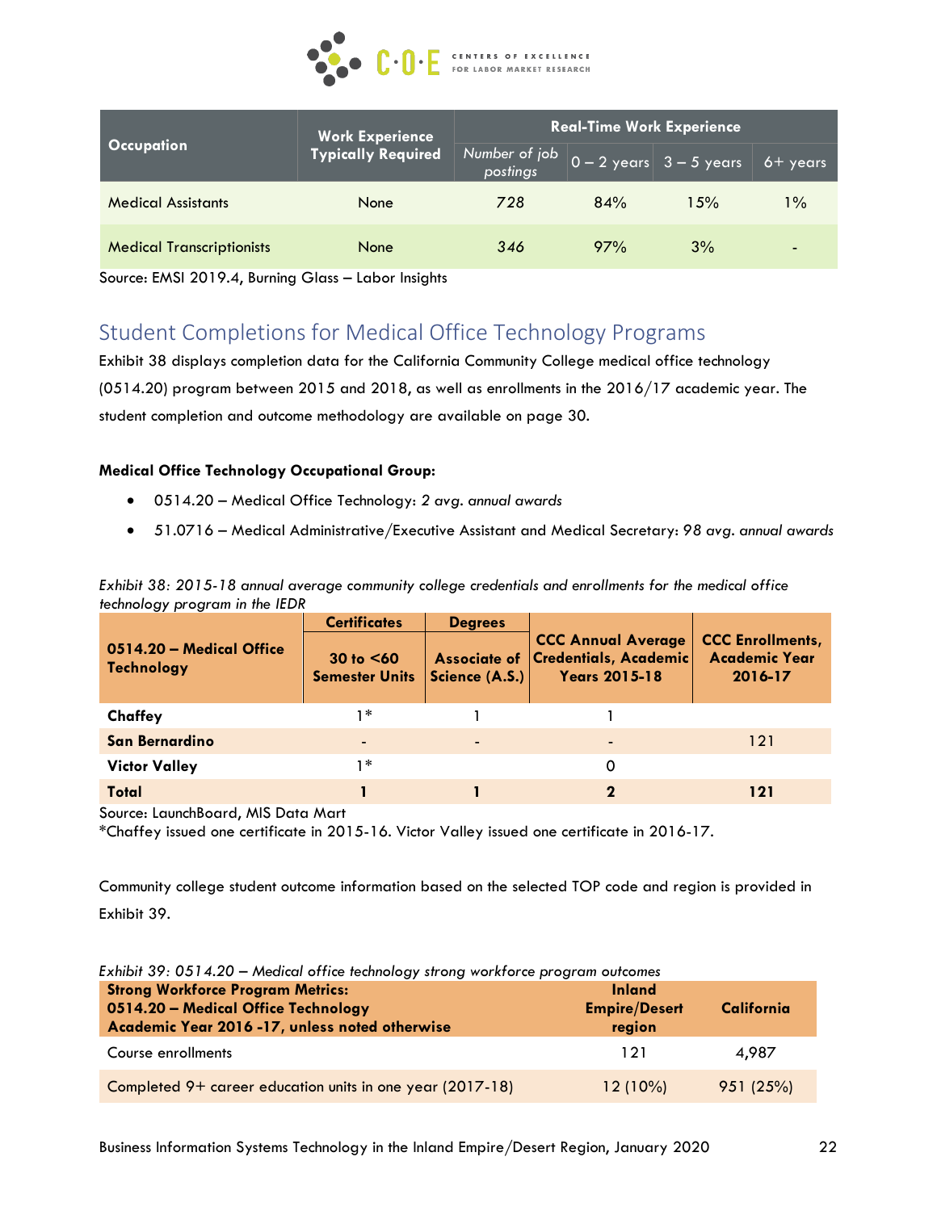| Occupation | Work Experience Typically Required | Real-Time Work Experience | | | |
|---|---|---|---|---|---|
| | | *Number of job postings* | 0 – 2 years | 3 – 5 years | 6+ years |
| Medical Assistants | None | *728* | 84% | 15% | 1% |
| Medical Transcriptionists | None | *346* | 97% | 3% | - |

Source: EMSI 2019.4, Burning Glass – Labor Insights

## Student Completions for Medical Office Technology Programs

Exhibit 38 displays completion data for the California Community College medical office technology (0514.20) program between 2015 and 2018, as well as enrollments in the 2016/17 academic year. The student completion and outcome methodology are available on page 30.

**Medical Office Technology Occupational Group:**

- 0514.20 – Medical Office Technology: *2 avg. annual awards*
- 51.0716 – Medical Administrative/Executive Assistant and Medical Secretary: *98 avg. annual awards*

*Exhibit 38: 2015-18 annual average community college credentials and enrollments for the medical office technology program in the IEDR*

| 0514.20 – Medical Office Technology | Certificates | Degrees | CCC Annual Average Credentials, Academic Years 2015-18 | CCC Enrollments, Academic Year 2016-17 |
|---|---|---|---|---|
| | 30 to <60 Semester Units | Associate of Science (A.S.) | | |
| **Chaffey** | 1* | 1 | 1 | |
| **San Bernardino** | - | - | - | 121 |
| **Victor Valley** | 1* | | 0 | |
| **Total** | **1** | **1** | **2** | **121** |

Source: LaunchBoard, MIS Data Mart
*Chaffey issued one certificate in 2015-16. Victor Valley issued one certificate in 2016-17.

Community college student outcome information based on the selected TOP code and region is provided in Exhibit 39.

*Exhibit 39: 0514.20 – Medical office technology strong workforce program outcomes*

| Strong Workforce Program Metrics: 0514.20 – Medical Office Technology Academic Year 2016 -17, unless noted otherwise | Inland Empire/Desert region | California |
|---|---|---|
| Course enrollments | 121 | 4,987 |
| Completed 9+ career education units in one year (2017-18) | 12 (10%) | 951 (25%) |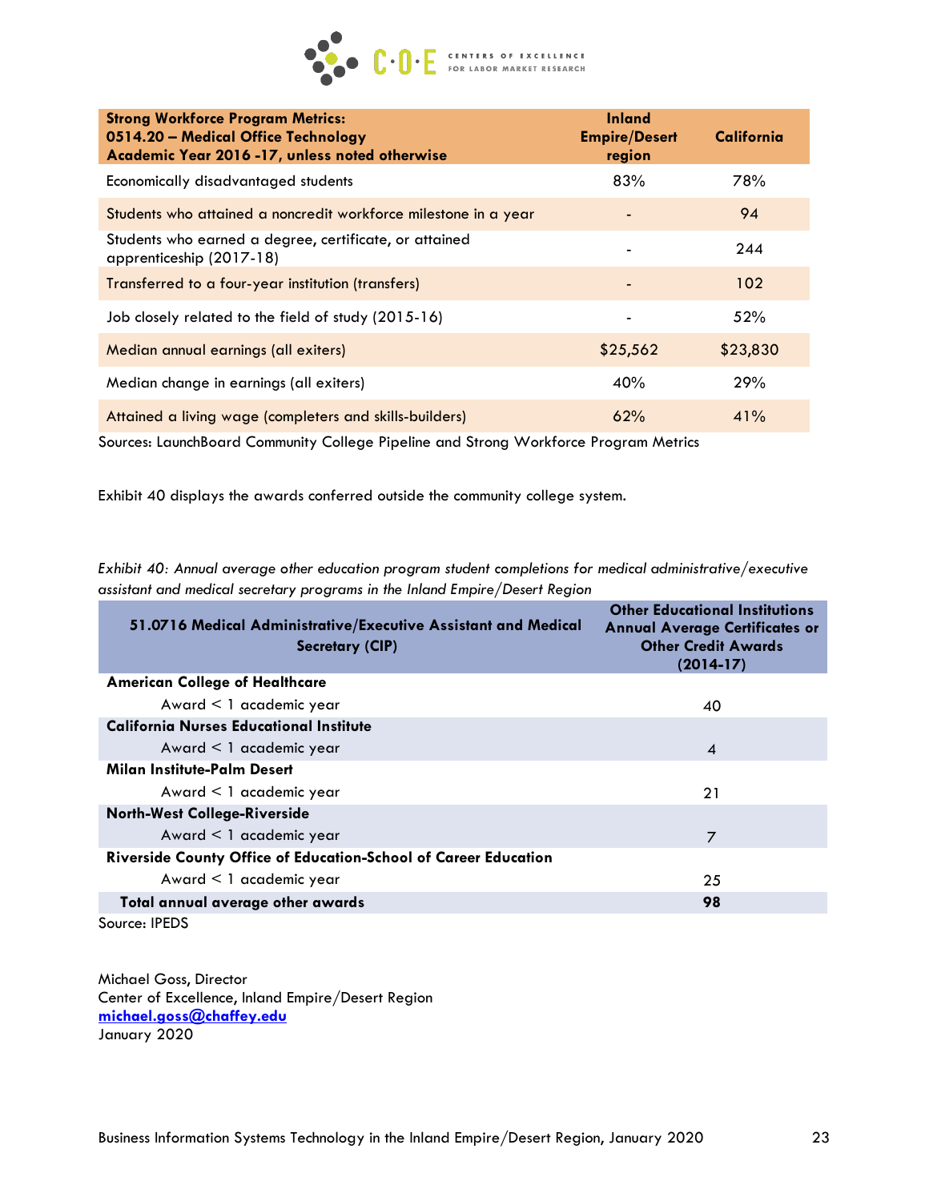| Strong Workforce Program Metrics: 0514.20 – Medical Office Technology Academic Year 2016 -17, unless noted otherwise | Inland Empire/Desert region | California |
|---|---|---|
| Economically disadvantaged students | 83% | 78% |
| Students who attained a noncredit workforce milestone in a year | - | 94 |
| Students who earned a degree, certificate, or attained apprenticeship (2017-18) | - | 244 |
| Transferred to a four-year institution (transfers) | - | 102 |
| Job closely related to the field of study (2015-16) | - | 52% |
| Median annual earnings (all exiters) | $25,562 | $23,830 |
| Median change in earnings (all exiters) | 40% | 29% |
| Attained a living wage (completers and skills-builders) | 62% | 41% |

Sources: LaunchBoard Community College Pipeline and Strong Workforce Program Metrics

Exhibit 40 displays the awards conferred outside the community college system.

*Exhibit 40: Annual average other education program student completions for medical administrative/executive assistant and medical secretary programs in the Inland Empire/Desert Region*

| 51.0716 Medical Administrative/Executive Assistant and Medical Secretary (CIP) | Other Educational Institutions Annual Average Certificates or Other Credit Awards (2014-17) |
|---|---|
| **American College of Healthcare** | |
| Award < 1 academic year | 40 |
| **California Nurses Educational Institute** | |
| Award < 1 academic year | 4 |
| **Milan Institute-Palm Desert** | |
| Award < 1 academic year | 21 |
| **North-West College-Riverside** | |
| Award < 1 academic year | 7 |
| **Riverside County Office of Education-School of Career Education** | |
| Award < 1 academic year | 25 |
| **Total annual average other awards** | **98** |

Source: IPEDS

Michael Goss, Director
Center of Excellence, Inland Empire/Desert Region
**michael.goss@chaffey.edu**
January 2020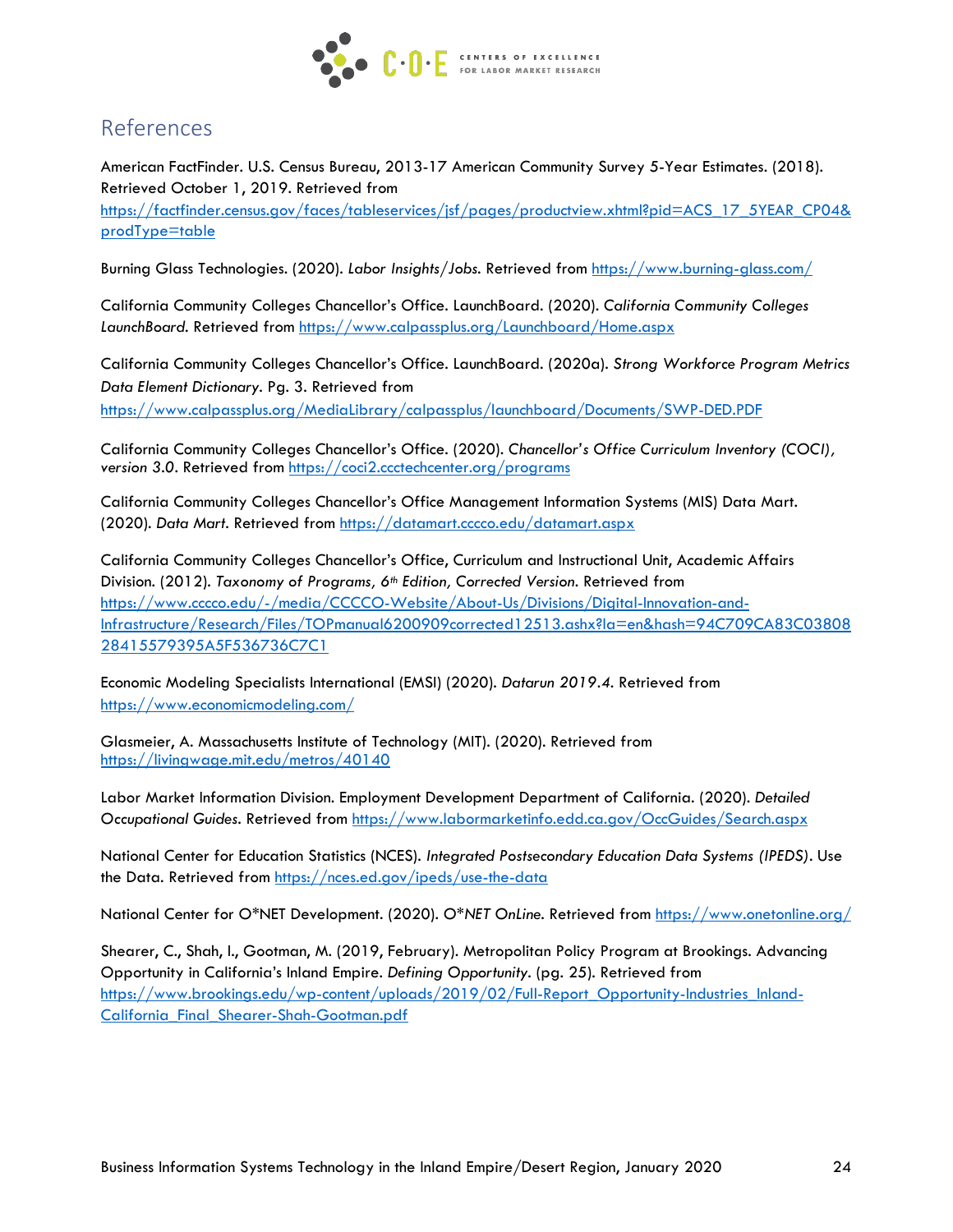## References

American FactFinder. U.S. Census Bureau, 2013-17 American Community Survey 5-Year Estimates. (2018). Retrieved October 1, 2019. Retrieved from https://factfinder.census.gov/faces/tableservices/jsf/pages/productview.xhtml?pid=ACS_17_5YEAR_CP04&prodType=table

Burning Glass Technologies. (2020). *Labor Insights/Jobs*. Retrieved from https://www.burning-glass.com/

California Community Colleges Chancellor's Office. LaunchBoard. (2020). *California Community Colleges LaunchBoard*. Retrieved from https://www.calpassplus.org/Launchboard/Home.aspx

California Community Colleges Chancellor's Office. LaunchBoard. (2020a). *Strong Workforce Program Metrics Data Element Dictionary*. Pg. 3. Retrieved from https://www.calpassplus.org/MediaLibrary/calpassplus/launchboard/Documents/SWP-DED.PDF

California Community Colleges Chancellor's Office. (2020). *Chancellor's Office Curriculum Inventory (COCI), version 3.0*. Retrieved from https://coci2.ccctechcenter.org/programs

California Community Colleges Chancellor's Office Management Information Systems (MIS) Data Mart. (2020). *Data Mart*. Retrieved from https://datamart.cccco.edu/datamart.aspx

California Community Colleges Chancellor's Office, Curriculum and Instructional Unit, Academic Affairs Division. (2012). *Taxonomy of Programs, 6th Edition, Corrected Version*. Retrieved from https://www.cccco.edu/-/media/CCCCO-Website/About-Us/Divisions/Digital-Innovation-and-Infrastructure/Research/Files/TOPmanual6200909corrected12513.ashx?la=en&hash=94C709CA83C0380828415579395A5F536736C7C1

Economic Modeling Specialists International (EMSI) (2020). *Datarun 2019.4*. Retrieved from https://www.economicmodeling.com/

Glasmeier, A. Massachusetts Institute of Technology (MIT). (2020). Retrieved from https://livingwage.mit.edu/metros/40140

Labor Market Information Division. Employment Development Department of California. (2020). *Detailed Occupational Guides*. Retrieved from https://www.labormarketinfo.edd.ca.gov/OccGuides/Search.aspx

National Center for Education Statistics (NCES). *Integrated Postsecondary Education Data Systems (IPEDS)*. Use the Data. Retrieved from https://nces.ed.gov/ipeds/use-the-data

National Center for O*NET Development. (2020). *O*NET OnLine*. Retrieved from https://www.onetonline.org/

Shearer, C., Shah, I., Gootman, M. (2019, February). Metropolitan Policy Program at Brookings. Advancing Opportunity in California's Inland Empire. *Defining Opportunity*. (pg. 25). Retrieved from https://www.brookings.edu/wp-content/uploads/2019/02/Full-Report_Opportunity-Industries_Inland-California_Final_Shearer-Shah-Gootman.pdf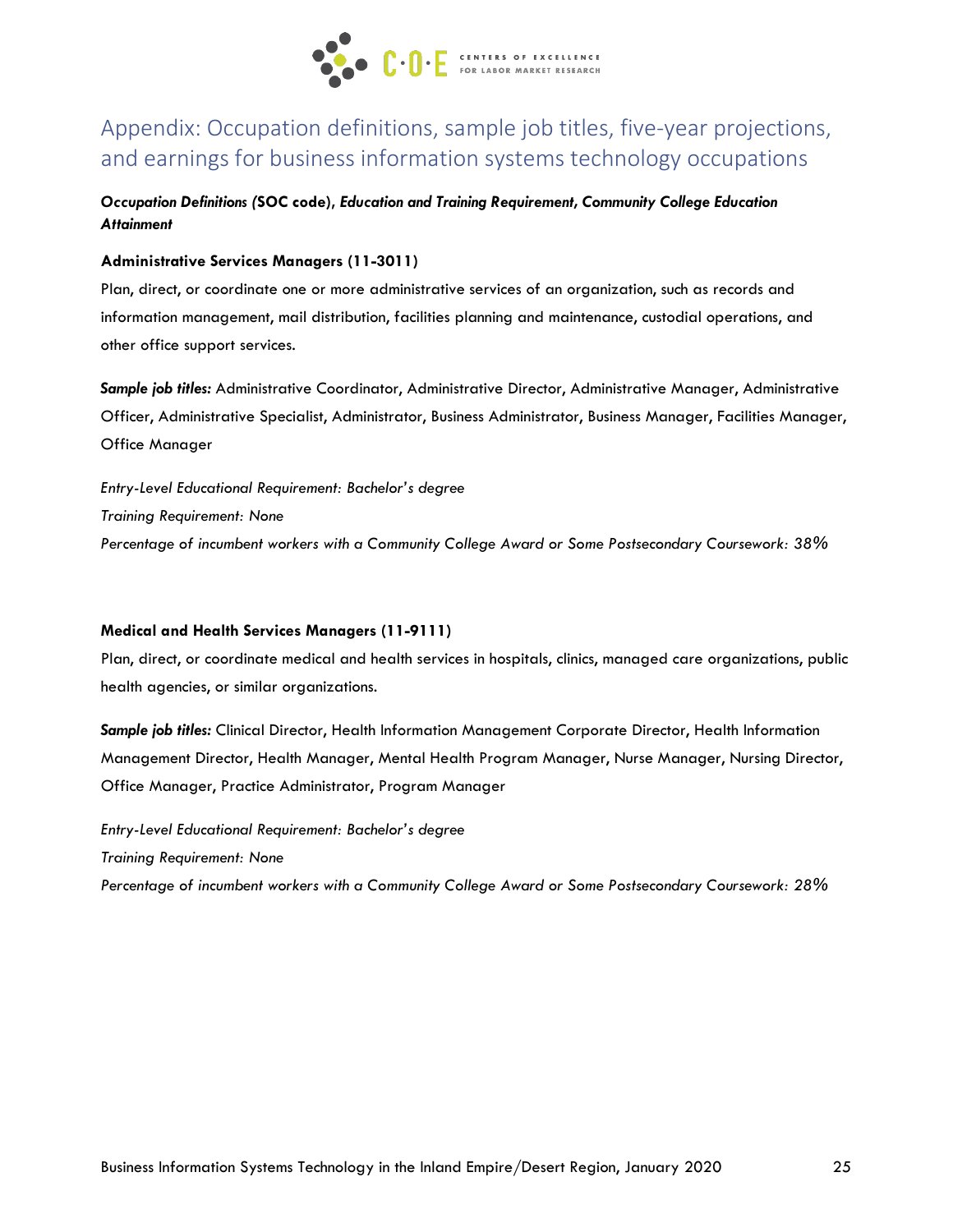## Appendix: Occupation definitions, sample job titles, five-year projections, and earnings for business information systems technology occupations

***Occupation Definitions (*SOC code*), Education and Training Requirement, Community College Education Attainment***

**Administrative Services Managers (11-3011)**

Plan, direct, or coordinate one or more administrative services of an organization, such as records and information management, mail distribution, facilities planning and maintenance, custodial operations, and other office support services.

***Sample job titles:*** Administrative Coordinator, Administrative Director, Administrative Manager, Administrative Officer, Administrative Specialist, Administrator, Business Administrator, Business Manager, Facilities Manager, Office Manager

*Entry-Level Educational Requirement: Bachelor's degree*
*Training Requirement: None*
*Percentage of incumbent workers with a Community College Award or Some Postsecondary Coursework: 38%*

**Medical and Health Services Managers (11-9111)**

Plan, direct, or coordinate medical and health services in hospitals, clinics, managed care organizations, public health agencies, or similar organizations.

***Sample job titles:*** Clinical Director, Health Information Management Corporate Director, Health Information Management Director, Health Manager, Mental Health Program Manager, Nurse Manager, Nursing Director, Office Manager, Practice Administrator, Program Manager

*Entry-Level Educational Requirement: Bachelor's degree*
*Training Requirement: None*
*Percentage of incumbent workers with a Community College Award or Some Postsecondary Coursework: 28%*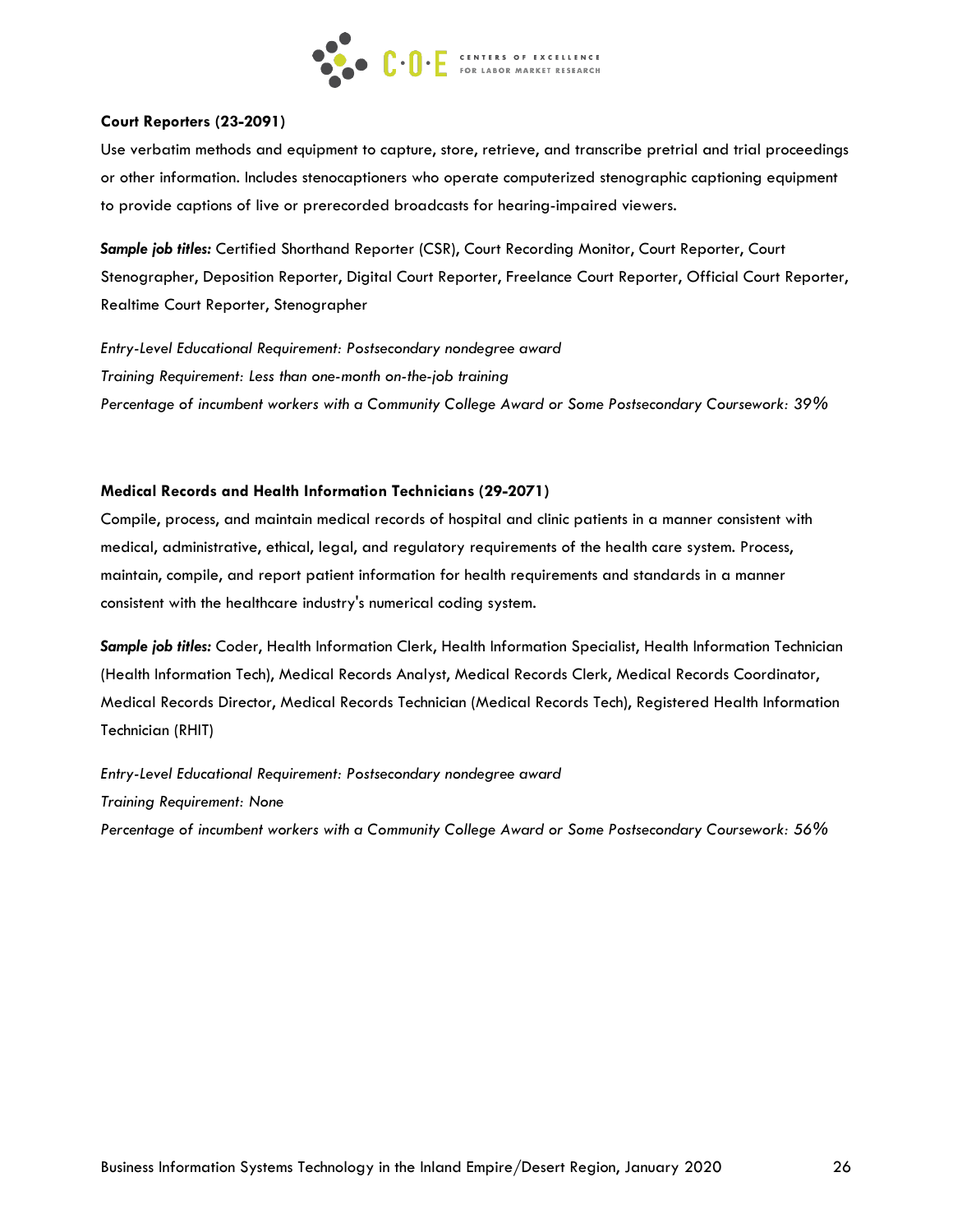**Court Reporters (23-2091)**

Use verbatim methods and equipment to capture, store, retrieve, and transcribe pretrial and trial proceedings or other information. Includes stenocaptioners who operate computerized stenographic captioning equipment to provide captions of live or prerecorded broadcasts for hearing-impaired viewers.

***Sample job titles:*** Certified Shorthand Reporter (CSR), Court Recording Monitor, Court Reporter, Court Stenographer, Deposition Reporter, Digital Court Reporter, Freelance Court Reporter, Official Court Reporter, Realtime Court Reporter, Stenographer

*Entry-Level Educational Requirement: Postsecondary nondegree award*
*Training Requirement: Less than one-month on-the-job training*
*Percentage of incumbent workers with a Community College Award or Some Postsecondary Coursework: 39%*

**Medical Records and Health Information Technicians (29-2071)**

Compile, process, and maintain medical records of hospital and clinic patients in a manner consistent with medical, administrative, ethical, legal, and regulatory requirements of the health care system. Process, maintain, compile, and report patient information for health requirements and standards in a manner consistent with the healthcare industry's numerical coding system.

***Sample job titles:*** Coder, Health Information Clerk, Health Information Specialist, Health Information Technician (Health Information Tech), Medical Records Analyst, Medical Records Clerk, Medical Records Coordinator, Medical Records Director, Medical Records Technician (Medical Records Tech), Registered Health Information Technician (RHIT)

*Entry-Level Educational Requirement: Postsecondary nondegree award*
*Training Requirement: None*
*Percentage of incumbent workers with a Community College Award or Some Postsecondary Coursework: 56%*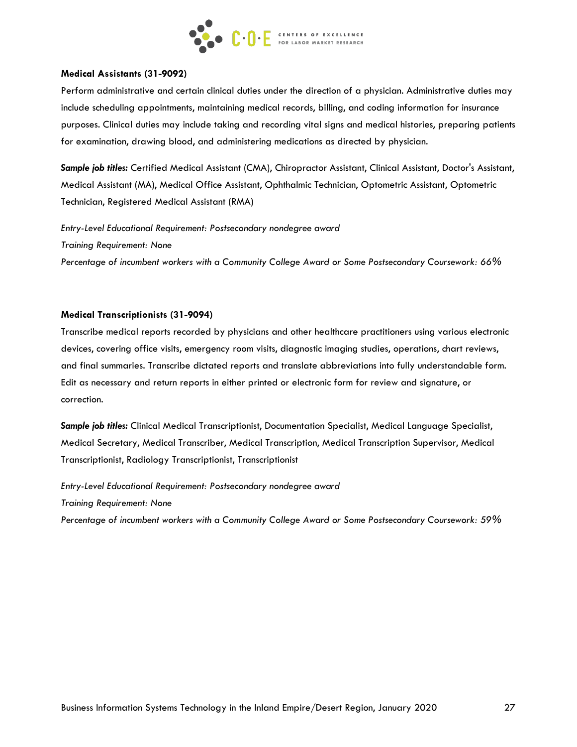**Medical Assistants (31-9092)**

Perform administrative and certain clinical duties under the direction of a physician. Administrative duties may include scheduling appointments, maintaining medical records, billing, and coding information for insurance purposes. Clinical duties may include taking and recording vital signs and medical histories, preparing patients for examination, drawing blood, and administering medications as directed by physician.

***Sample job titles:*** Certified Medical Assistant (CMA), Chiropractor Assistant, Clinical Assistant, Doctor's Assistant, Medical Assistant (MA), Medical Office Assistant, Ophthalmic Technician, Optometric Assistant, Optometric Technician, Registered Medical Assistant (RMA)

*Entry-Level Educational Requirement: Postsecondary nondegree award*
*Training Requirement: None*
*Percentage of incumbent workers with a Community College Award or Some Postsecondary Coursework: 66%*

**Medical Transcriptionists (31-9094)**

Transcribe medical reports recorded by physicians and other healthcare practitioners using various electronic devices, covering office visits, emergency room visits, diagnostic imaging studies, operations, chart reviews, and final summaries. Transcribe dictated reports and translate abbreviations into fully understandable form. Edit as necessary and return reports in either printed or electronic form for review and signature, or correction.

***Sample job titles:*** Clinical Medical Transcriptionist, Documentation Specialist, Medical Language Specialist, Medical Secretary, Medical Transcriber, Medical Transcription, Medical Transcription Supervisor, Medical Transcriptionist, Radiology Transcriptionist, Transcriptionist

*Entry-Level Educational Requirement: Postsecondary nondegree award*
*Training Requirement: None*
*Percentage of incumbent workers with a Community College Award or Some Postsecondary Coursework: 59%*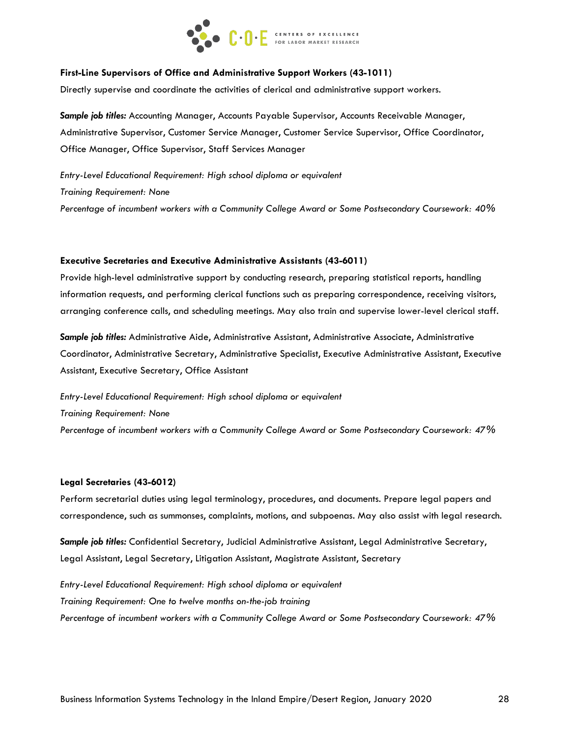**First-Line Supervisors of Office and Administrative Support Workers (43-1011)**

Directly supervise and coordinate the activities of clerical and administrative support workers.

***Sample job titles:*** Accounting Manager, Accounts Payable Supervisor, Accounts Receivable Manager, Administrative Supervisor, Customer Service Manager, Customer Service Supervisor, Office Coordinator, Office Manager, Office Supervisor, Staff Services Manager

*Entry-Level Educational Requirement: High school diploma or equivalent*
*Training Requirement: None*
*Percentage of incumbent workers with a Community College Award or Some Postsecondary Coursework: 40%*

**Executive Secretaries and Executive Administrative Assistants (43-6011)**

Provide high-level administrative support by conducting research, preparing statistical reports, handling information requests, and performing clerical functions such as preparing correspondence, receiving visitors, arranging conference calls, and scheduling meetings. May also train and supervise lower-level clerical staff.

***Sample job titles:*** Administrative Aide, Administrative Assistant, Administrative Associate, Administrative Coordinator, Administrative Secretary, Administrative Specialist, Executive Administrative Assistant, Executive Assistant, Executive Secretary, Office Assistant

*Entry-Level Educational Requirement: High school diploma or equivalent*
*Training Requirement: None*
*Percentage of incumbent workers with a Community College Award or Some Postsecondary Coursework: 47%*

**Legal Secretaries (43-6012)**

Perform secretarial duties using legal terminology, procedures, and documents. Prepare legal papers and correspondence, such as summonses, complaints, motions, and subpoenas. May also assist with legal research.

***Sample job titles:*** Confidential Secretary, Judicial Administrative Assistant, Legal Administrative Secretary, Legal Assistant, Legal Secretary, Litigation Assistant, Magistrate Assistant, Secretary

*Entry-Level Educational Requirement: High school diploma or equivalent*
*Training Requirement: One to twelve months on-the-job training*
*Percentage of incumbent workers with a Community College Award or Some Postsecondary Coursework: 47%*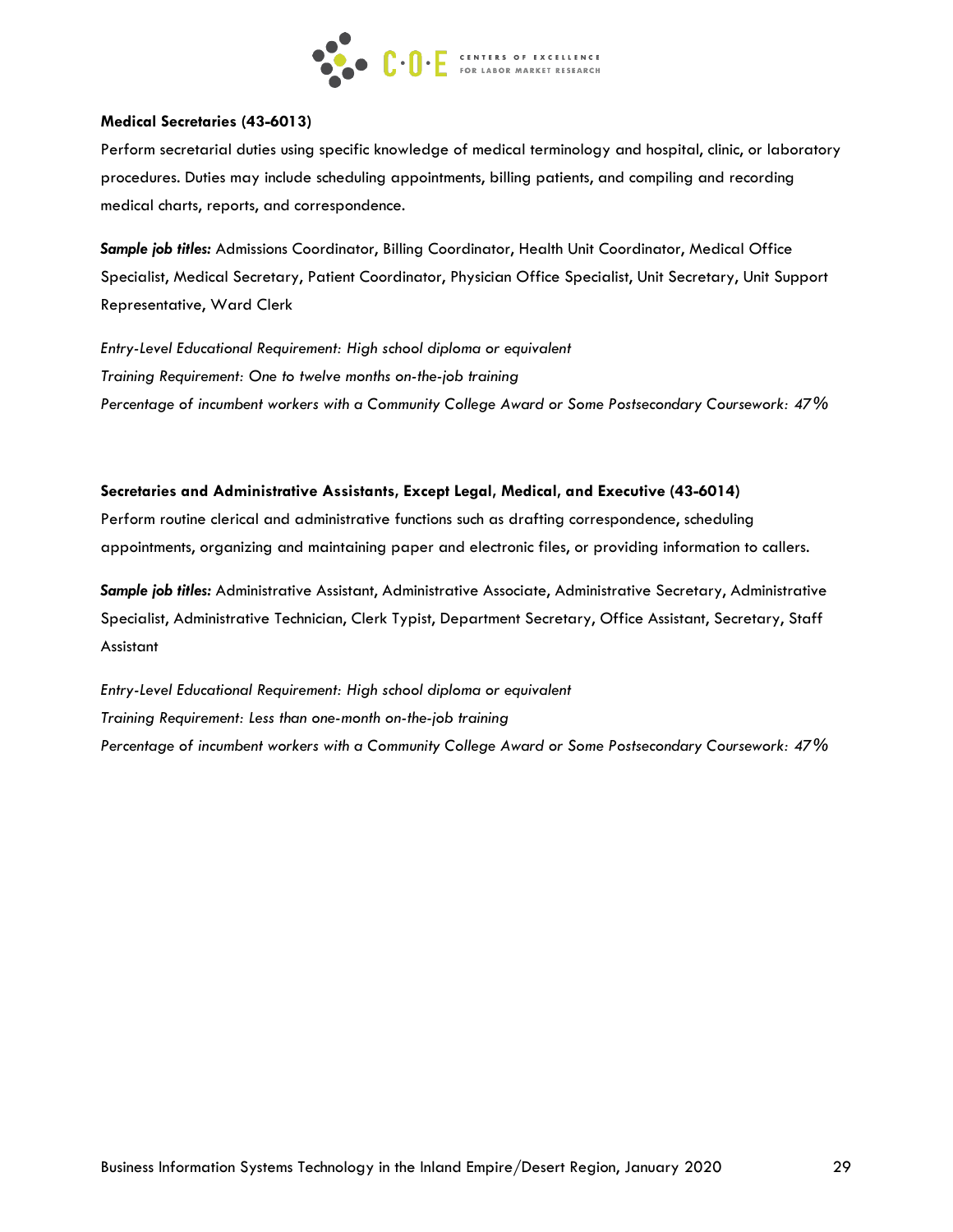**Medical Secretaries (43-6013)**

Perform secretarial duties using specific knowledge of medical terminology and hospital, clinic, or laboratory procedures. Duties may include scheduling appointments, billing patients, and compiling and recording medical charts, reports, and correspondence.

***Sample job titles:*** Admissions Coordinator, Billing Coordinator, Health Unit Coordinator, Medical Office Specialist, Medical Secretary, Patient Coordinator, Physician Office Specialist, Unit Secretary, Unit Support Representative, Ward Clerk

*Entry-Level Educational Requirement: High school diploma or equivalent*
*Training Requirement: One to twelve months on-the-job training*
*Percentage of incumbent workers with a Community College Award or Some Postsecondary Coursework: 47%*

**Secretaries and Administrative Assistants, Except Legal, Medical, and Executive (43-6014)**

Perform routine clerical and administrative functions such as drafting correspondence, scheduling appointments, organizing and maintaining paper and electronic files, or providing information to callers.

***Sample job titles:*** Administrative Assistant, Administrative Associate, Administrative Secretary, Administrative Specialist, Administrative Technician, Clerk Typist, Department Secretary, Office Assistant, Secretary, Staff Assistant

*Entry-Level Educational Requirement: High school diploma or equivalent*
*Training Requirement: Less than one-month on-the-job training*
*Percentage of incumbent workers with a Community College Award or Some Postsecondary Coursework: 47%*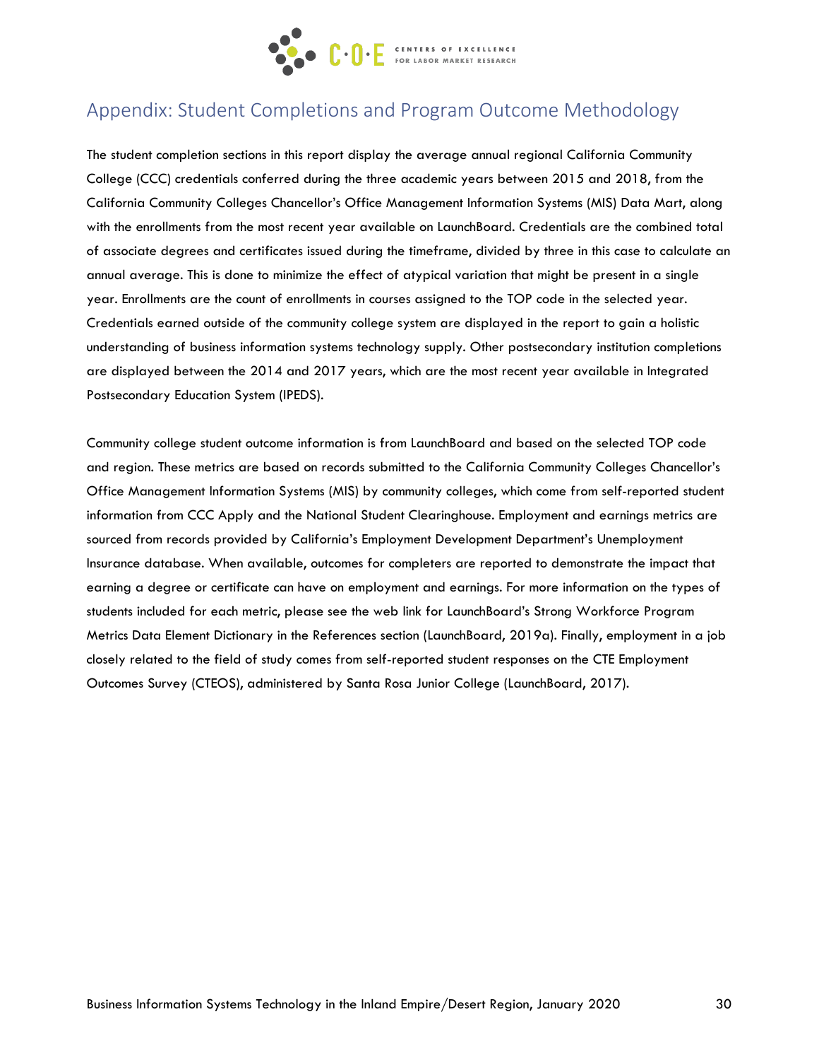## Appendix: Student Completions and Program Outcome Methodology

The student completion sections in this report display the average annual regional California Community College (CCC) credentials conferred during the three academic years between 2015 and 2018, from the California Community Colleges Chancellor's Office Management Information Systems (MIS) Data Mart, along with the enrollments from the most recent year available on LaunchBoard. Credentials are the combined total of associate degrees and certificates issued during the timeframe, divided by three in this case to calculate an annual average. This is done to minimize the effect of atypical variation that might be present in a single year. Enrollments are the count of enrollments in courses assigned to the TOP code in the selected year. Credentials earned outside of the community college system are displayed in the report to gain a holistic understanding of business information systems technology supply. Other postsecondary institution completions are displayed between the 2014 and 2017 years, which are the most recent year available in Integrated Postsecondary Education System (IPEDS).

Community college student outcome information is from LaunchBoard and based on the selected TOP code and region. These metrics are based on records submitted to the California Community Colleges Chancellor's Office Management Information Systems (MIS) by community colleges, which come from self-reported student information from CCC Apply and the National Student Clearinghouse. Employment and earnings metrics are sourced from records provided by California's Employment Development Department's Unemployment Insurance database. When available, outcomes for completers are reported to demonstrate the impact that earning a degree or certificate can have on employment and earnings. For more information on the types of students included for each metric, please see the web link for LaunchBoard's Strong Workforce Program Metrics Data Element Dictionary in the References section (LaunchBoard, 2019a). Finally, employment in a job closely related to the field of study comes from self-reported student responses on the CTE Employment Outcomes Survey (CTEOS), administered by Santa Rosa Junior College (LaunchBoard, 2017).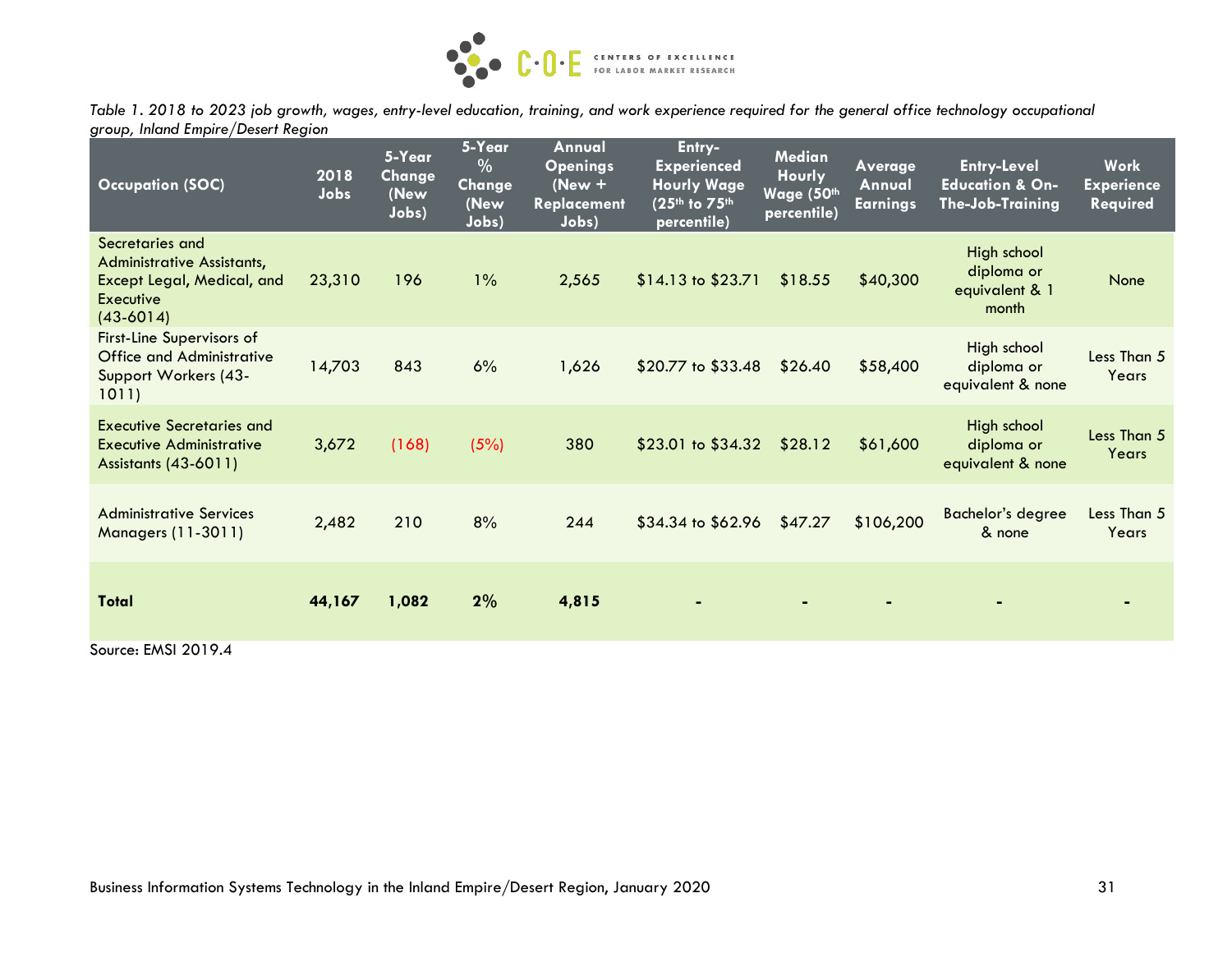*Table 1. 2018 to 2023 job growth, wages, entry-level education, training, and work experience required for the general office technology occupational group, Inland Empire/Desert Region*

| Occupation (SOC) | 2018 Jobs | 5-Year Change (New Jobs) | 5-Year % Change (New Jobs) | Annual Openings (New + Replacement Jobs) | Entry-Experienced Hourly Wage (25th to 75th percentile) | Median Hourly Wage (50th percentile) | Average Annual Earnings | Entry-Level Education & On-The-Job-Training | Work Experience Required |
|---|---|---|---|---|---|---|---|---|---|
| Secretaries and Administrative Assistants, Except Legal, Medical, and Executive (43-6014) | 23,310 | 196 | 1% | 2,565 | $14.13 to $23.71 | $18.55 | $40,300 | High school diploma or equivalent & 1 month | None |
| First-Line Supervisors of Office and Administrative Support Workers (43-1011) | 14,703 | 843 | 6% | 1,626 | $20.77 to $33.48 | $26.40 | $58,400 | High school diploma or equivalent & none | Less Than 5 Years |
| Executive Secretaries and Executive Administrative Assistants (43-6011) | 3,672 | (168) | (5%) | 380 | $23.01 to $34.32 | $28.12 | $61,600 | High school diploma or equivalent & none | Less Than 5 Years |
| Administrative Services Managers (11-3011) | 2,482 | 210 | 8% | 244 | $34.34 to $62.96 | $47.27 | $106,200 | Bachelor's degree & none | Less Than 5 Years |
| **Total** | **44,167** | **1,082** | **2%** | **4,815** | - | - | - | - | - |

Source: EMSI 2019.4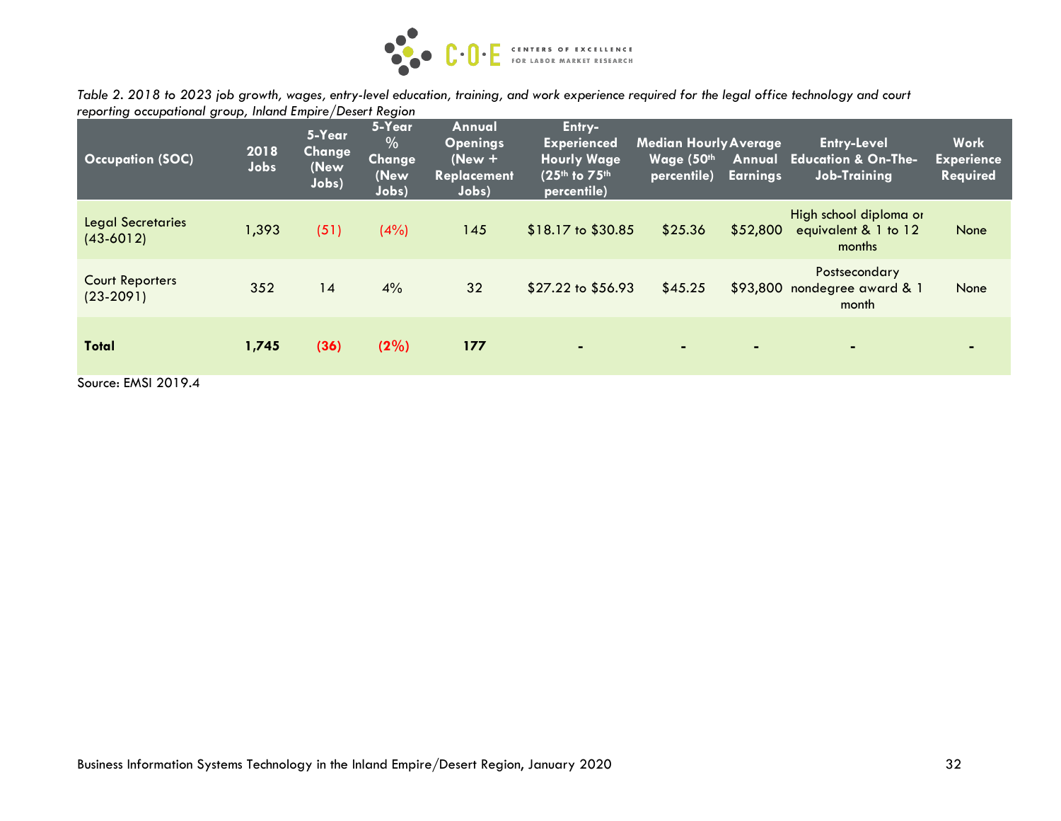*Table 2. 2018 to 2023 job growth, wages, entry-level education, training, and work experience required for the legal office technology and court reporting occupational group, Inland Empire/Desert Region*

| Occupation (SOC) | 2018 Jobs | 5-Year Change (New Jobs) | 5-Year % Change (New Jobs) | Annual Openings (New + Replacement Jobs) | Entry-Experienced Hourly Wage (25th to 75th percentile) | Median Hourly Wage (50th percentile) | Average Annual Earnings | Entry-Level Education & On-The-Job-Training | Work Experience Required |
|---|---|---|---|---|---|---|---|---|---|
| Legal Secretaries (43-6012) | 1,393 | (51) | (4%) | 145 | $18.17 to $30.85 | $25.36 | $52,800 | High school diploma or equivalent & 1 to 12 months | None |
| Court Reporters (23-2091) | 352 | 14 | 4% | 32 | $27.22 to $56.93 | $45.25 | $93,800 | Postsecondary nondegree award & 1 month | None |
| **Total** | **1,745** | **(36)** | **(2%)** | **177** | - | - | - | - | - |

Source: EMSI 2019.4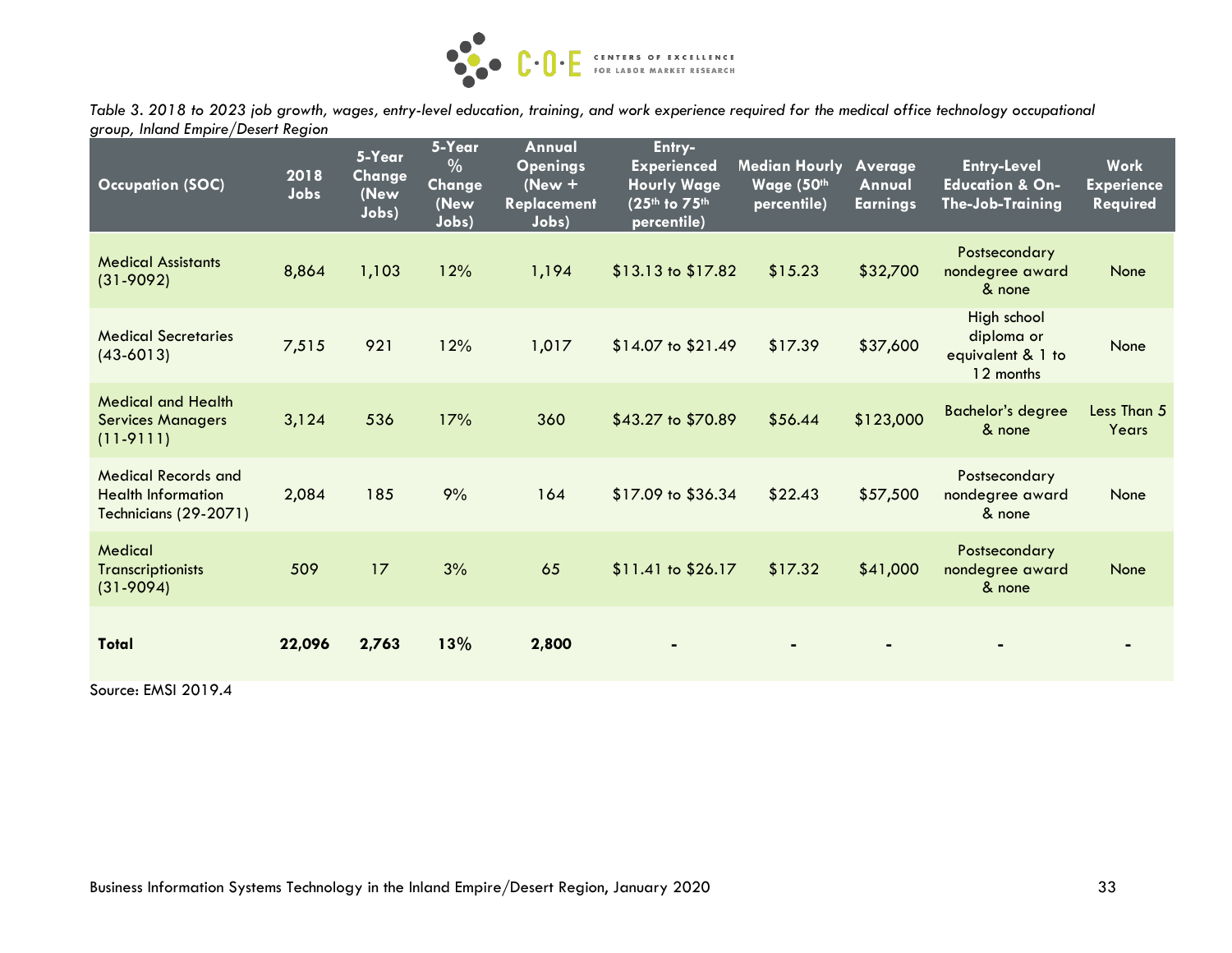*Table 3. 2018 to 2023 job growth, wages, entry-level education, training, and work experience required for the medical office technology occupational group, Inland Empire/Desert Region*

| Occupation (SOC) | 2018 Jobs | 5-Year Change (New Jobs) | 5-Year % Change (New Jobs) | Annual Openings (New + Replacement Jobs) | Entry-Experienced Hourly Wage (25th to 75th percentile) | Median Hourly Wage (50th percentile) | Average Annual Earnings | Entry-Level Education & On-The-Job-Training | Work Experience Required |
|---|---|---|---|---|---|---|---|---|---|
| Medical Assistants (31-9092) | 8,864 | 1,103 | 12% | 1,194 | $13.13 to $17.82 | $15.23 | $32,700 | Postsecondary nondegree award & none | None |
| Medical Secretaries (43-6013) | 7,515 | 921 | 12% | 1,017 | $14.07 to $21.49 | $17.39 | $37,600 | High school diploma or equivalent & 1 to 12 months | None |
| Medical and Health Services Managers (11-9111) | 3,124 | 536 | 17% | 360 | $43.27 to $70.89 | $56.44 | $123,000 | Bachelor's degree & none | Less Than 5 Years |
| Medical Records and Health Information Technicians (29-2071) | 2,084 | 185 | 9% | 164 | $17.09 to $36.34 | $22.43 | $57,500 | Postsecondary nondegree award & none | None |
| Medical Transcriptionists (31-9094) | 509 | 17 | 3% | 65 | $11.41 to $26.17 | $17.32 | $41,000 | Postsecondary nondegree award & none | None |
| **Total** | **22,096** | **2,763** | **13%** | **2,800** | - | - | - | - | - |

Source: EMSI 2019.4